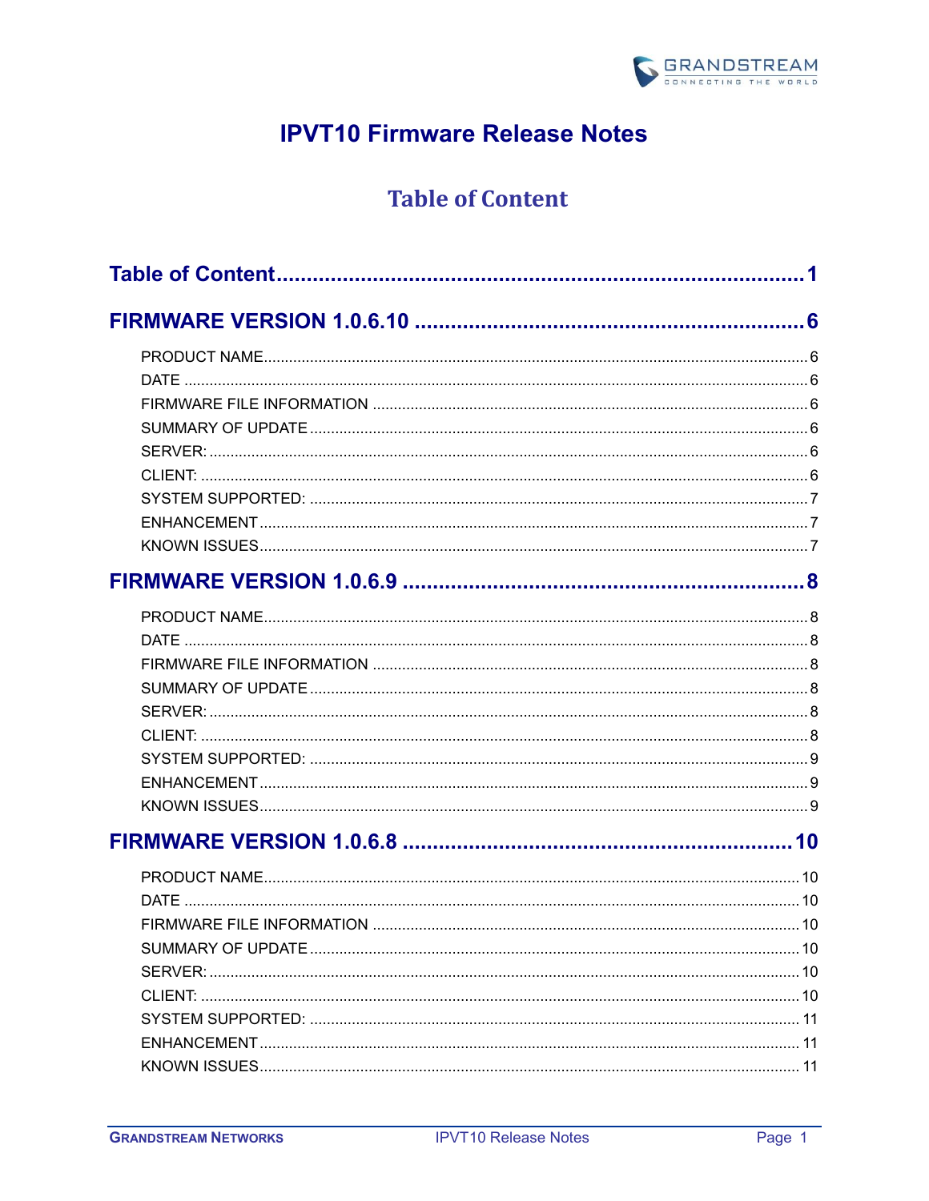# IPVT10 Firmware Release Notes

## Table of Content

**Table of Content** ........................................................................................ 1

**FIRMWARE VERSION 1.0.6.10** ................................................................ 6

- PRODUCT NAME ........................................................................................ 6
- DATE ........................................................................................ 6
- FIRMWARE FILE INFORMATION ........................................................................................ 6
- SUMMARY OF UPDATE ........................................................................................ 6
- SERVER: ........................................................................................ 6
- CLIENT: ........................................................................................ 6
- SYSTEM SUPPORTED: ........................................................................................ 7
- ENHANCEMENT ........................................................................................ 7
- KNOWN ISSUES ........................................................................................ 7

**FIRMWARE VERSION 1.0.6.9** ................................................................ 8

- PRODUCT NAME ........................................................................................ 8
- DATE ........................................................................................ 8
- FIRMWARE FILE INFORMATION ........................................................................................ 8
- SUMMARY OF UPDATE ........................................................................................ 8
- SERVER: ........................................................................................ 8
- CLIENT: ........................................................................................ 8
- SYSTEM SUPPORTED: ........................................................................................ 9
- ENHANCEMENT ........................................................................................ 9
- KNOWN ISSUES ........................................................................................ 9

**FIRMWARE VERSION 1.0.6.8** ................................................................ 10

- PRODUCT NAME ........................................................................................ 10
- DATE ........................................................................................ 10
- FIRMWARE FILE INFORMATION ........................................................................................ 10
- SUMMARY OF UPDATE ........................................................................................ 10
- SERVER: ........................................................................................ 10
- CLIENT: ........................................................................................ 10
- SYSTEM SUPPORTED: ........................................................................................ 11
- ENHANCEMENT ........................................................................................ 11
- KNOWN ISSUES ........................................................................................ 11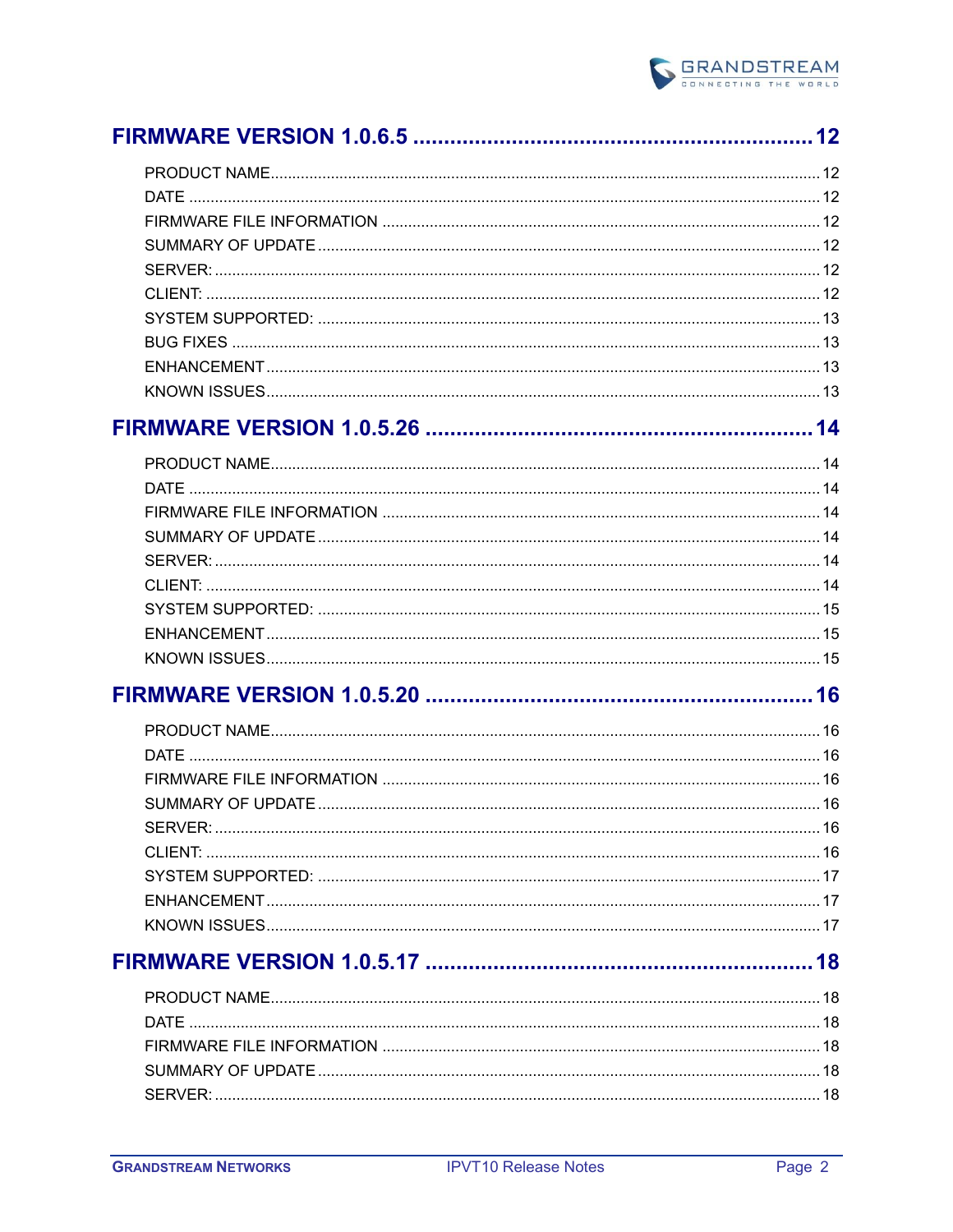FIRMWARE VERSION 1.0.6.5 .......... 12

- PRODUCT NAME .......... 12
- DATE .......... 12
- FIRMWARE FILE INFORMATION .......... 12
- SUMMARY OF UPDATE .......... 12
- SERVER: .......... 12
- CLIENT: .......... 12
- SYSTEM SUPPORTED: .......... 13
- BUG FIXES .......... 13
- ENHANCEMENT .......... 13
- KNOWN ISSUES .......... 13

FIRMWARE VERSION 1.0.5.26 .......... 14

- PRODUCT NAME .......... 14
- DATE .......... 14
- FIRMWARE FILE INFORMATION .......... 14
- SUMMARY OF UPDATE .......... 14
- SERVER: .......... 14
- CLIENT: .......... 14
- SYSTEM SUPPORTED: .......... 15
- ENHANCEMENT .......... 15
- KNOWN ISSUES .......... 15

FIRMWARE VERSION 1.0.5.20 .......... 16

- PRODUCT NAME .......... 16
- DATE .......... 16
- FIRMWARE FILE INFORMATION .......... 16
- SUMMARY OF UPDATE .......... 16
- SERVER: .......... 16
- CLIENT: .......... 16
- SYSTEM SUPPORTED: .......... 17
- ENHANCEMENT .......... 17
- KNOWN ISSUES .......... 17

FIRMWARE VERSION 1.0.5.17 .......... 18

- PRODUCT NAME .......... 18
- DATE .......... 18
- FIRMWARE FILE INFORMATION .......... 18
- SUMMARY OF UPDATE .......... 18
- SERVER: .......... 18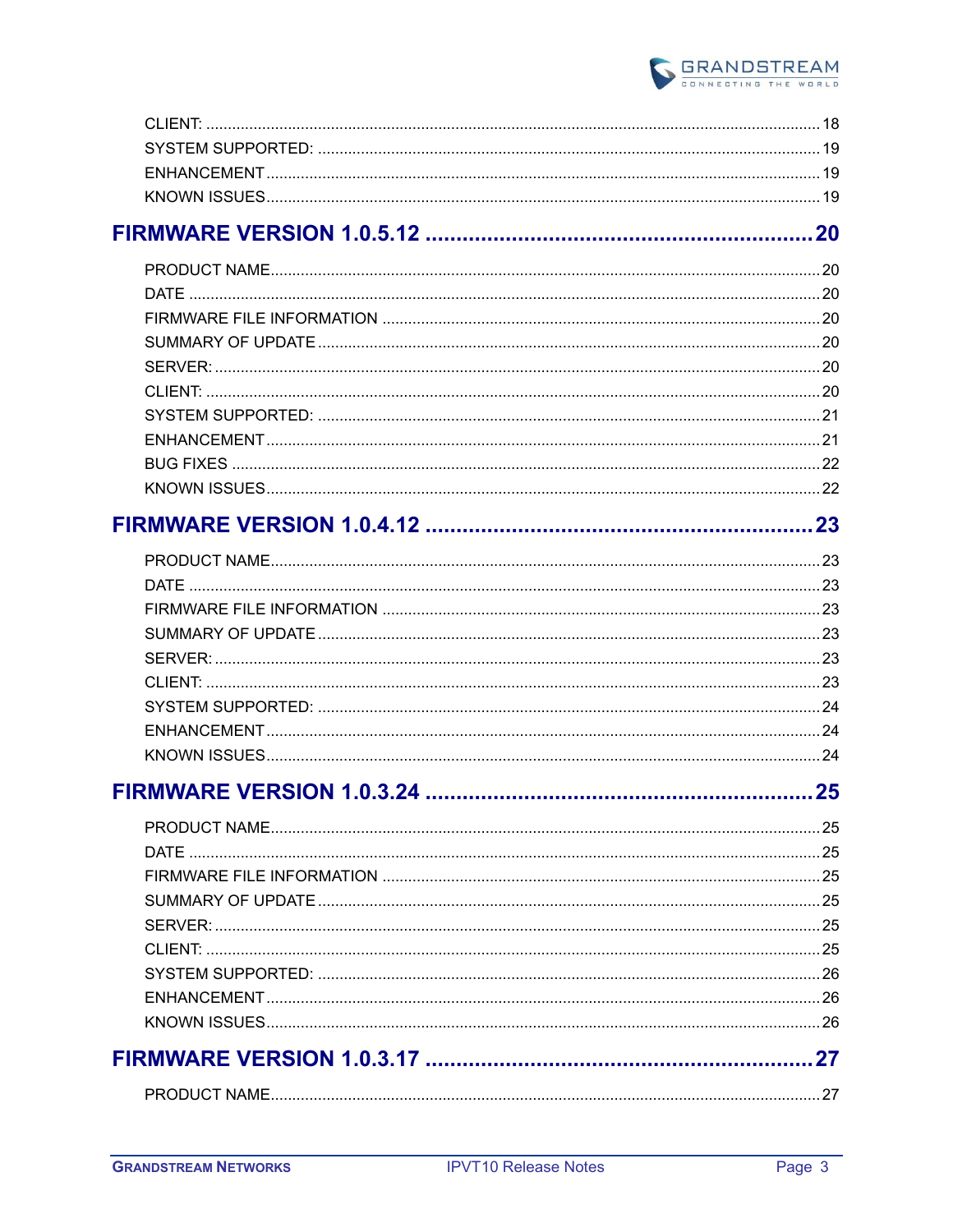CLIENT: ........................................................................................................................................ 18
SYSTEM SUPPORTED: .................................................................................................................. 19
ENHANCEMENT.............................................................................................................................. 19
KNOWN ISSUES.............................................................................................................................. 19

**FIRMWARE VERSION 1.0.5.12 ............................................................ 20**

PRODUCT NAME............................................................................................................................. 20
DATE ................................................................................................................................................ 20
FIRMWARE FILE INFORMATION ................................................................................................... 20
SUMMARY OF UPDATE .................................................................................................................. 20
SERVER: .......................................................................................................................................... 20
CLIENT: ........................................................................................................................................... 20
SYSTEM SUPPORTED: .................................................................................................................. 21
ENHANCEMENT.............................................................................................................................. 21
BUG FIXES ...................................................................................................................................... 22
KNOWN ISSUES.............................................................................................................................. 22

**FIRMWARE VERSION 1.0.4.12 ............................................................ 23**

PRODUCT NAME............................................................................................................................. 23
DATE ................................................................................................................................................ 23
FIRMWARE FILE INFORMATION ................................................................................................... 23
SUMMARY OF UPDATE .................................................................................................................. 23
SERVER: .......................................................................................................................................... 23
CLIENT: ........................................................................................................................................... 23
SYSTEM SUPPORTED: .................................................................................................................. 24
ENHANCEMENT.............................................................................................................................. 24
KNOWN ISSUES.............................................................................................................................. 24

**FIRMWARE VERSION 1.0.3.24 ............................................................ 25**

PRODUCT NAME............................................................................................................................. 25
DATE ................................................................................................................................................ 25
FIRMWARE FILE INFORMATION ................................................................................................... 25
SUMMARY OF UPDATE .................................................................................................................. 25
SERVER: .......................................................................................................................................... 25
CLIENT: ........................................................................................................................................... 25
SYSTEM SUPPORTED: .................................................................................................................. 26
ENHANCEMENT.............................................................................................................................. 26
KNOWN ISSUES.............................................................................................................................. 26

**FIRMWARE VERSION 1.0.3.17 ............................................................ 27**

PRODUCT NAME............................................................................................................................. 27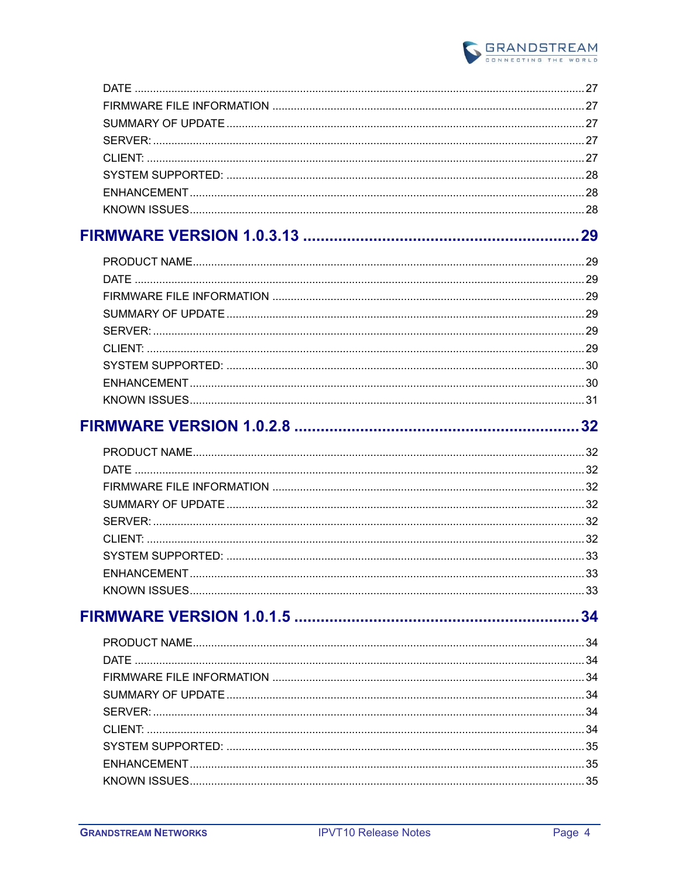DATE ........................................................................................................................................ 27
FIRMWARE FILE INFORMATION ........................................................................................... 27
SUMMARY OF UPDATE ........................................................................................................... 27
SERVER: ................................................................................................................................... 27
CLIENT: ..................................................................................................................................... 27
SYSTEM SUPPORTED: ........................................................................................................... 28
ENHANCEMENT ....................................................................................................................... 28
KNOWN ISSUES ....................................................................................................................... 28

**FIRMWARE VERSION 1.0.3.13 ........................................................ 29**

PRODUCT NAME ...................................................................................................................... 29
DATE ........................................................................................................................................ 29
FIRMWARE FILE INFORMATION ........................................................................................... 29
SUMMARY OF UPDATE ........................................................................................................... 29
SERVER: ................................................................................................................................... 29
CLIENT: ..................................................................................................................................... 29
SYSTEM SUPPORTED: ........................................................................................................... 30
ENHANCEMENT ....................................................................................................................... 30
KNOWN ISSUES ....................................................................................................................... 31

**FIRMWARE VERSION 1.0.2.8 .......................................................... 32**

PRODUCT NAME ...................................................................................................................... 32
DATE ........................................................................................................................................ 32
FIRMWARE FILE INFORMATION ........................................................................................... 32
SUMMARY OF UPDATE ........................................................................................................... 32
SERVER: ................................................................................................................................... 32
CLIENT: ..................................................................................................................................... 32
SYSTEM SUPPORTED: ........................................................................................................... 33
ENHANCEMENT ....................................................................................................................... 33
KNOWN ISSUES ....................................................................................................................... 33

**FIRMWARE VERSION 1.0.1.5 .......................................................... 34**

PRODUCT NAME ...................................................................................................................... 34
DATE ........................................................................................................................................ 34
FIRMWARE FILE INFORMATION ........................................................................................... 34
SUMMARY OF UPDATE ........................................................................................................... 34
SERVER: ................................................................................................................................... 34
CLIENT: ..................................................................................................................................... 34
SYSTEM SUPPORTED: ........................................................................................................... 35
ENHANCEMENT ....................................................................................................................... 35
KNOWN ISSUES ....................................................................................................................... 35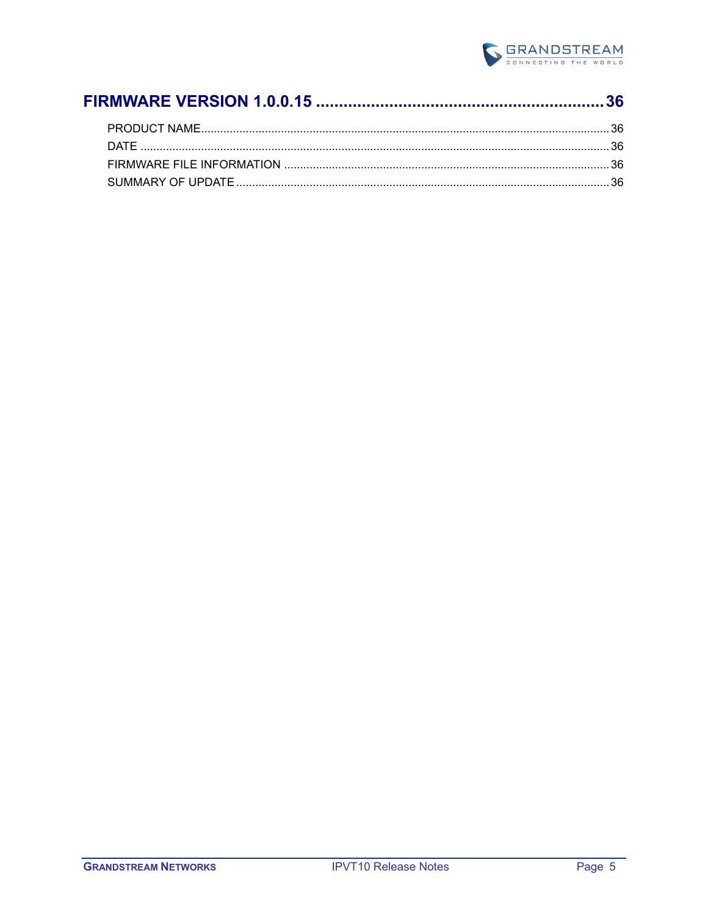**FIRMWARE VERSION 1.0.0.15 ............................................................... 36**

PRODUCT NAME ............................................................................................................ 36
DATE ............................................................................................................................ 36
FIRMWARE FILE INFORMATION .................................................................................. 36
SUMMARY OF UPDATE ................................................................................................. 36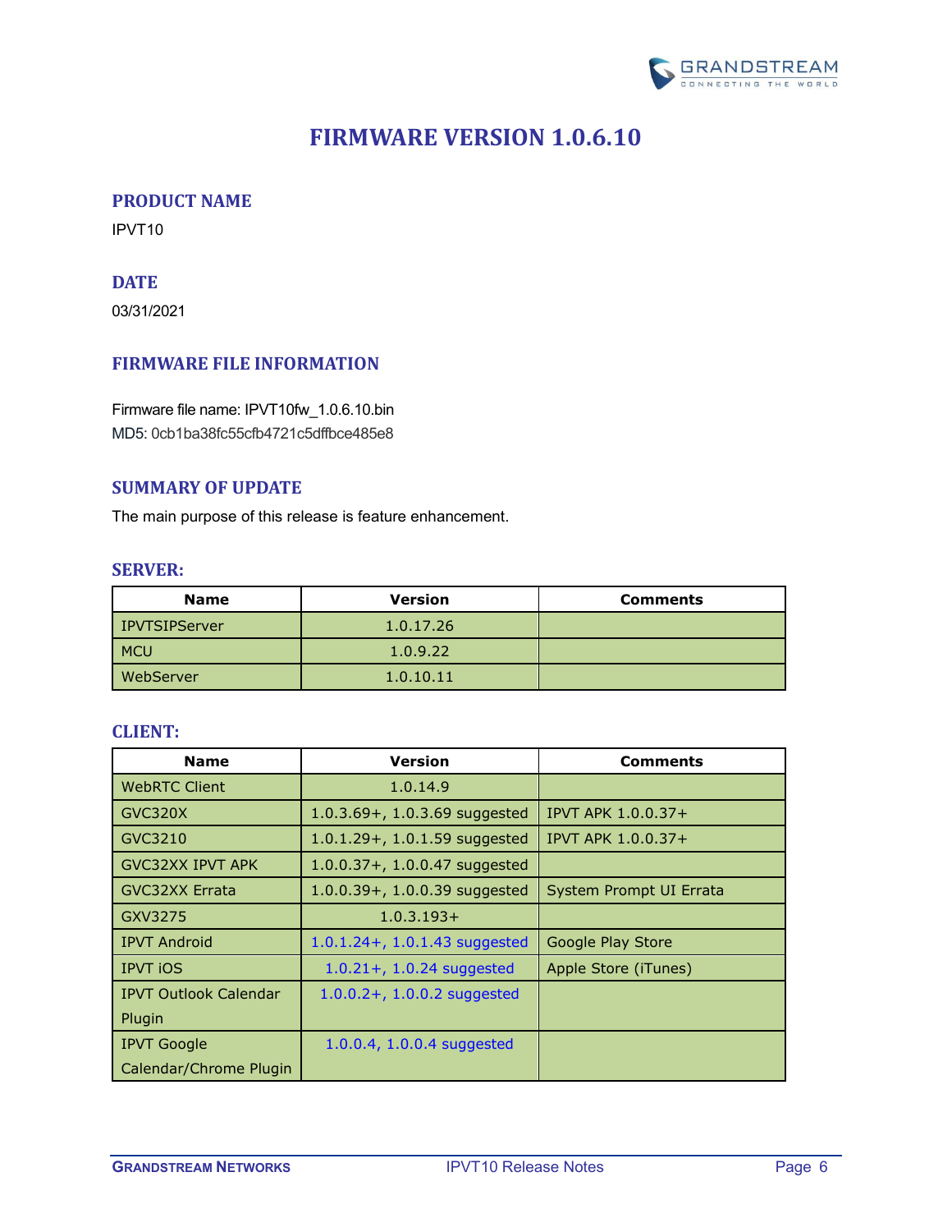# FIRMWARE VERSION 1.0.6.10

## PRODUCT NAME

IPVT10

## DATE

03/31/2021

## FIRMWARE FILE INFORMATION

Firmware file name: IPVT10fw_1.0.6.10.bin
MD5: 0cb1ba38fc55cfb4721c5dffbce485e8

## SUMMARY OF UPDATE

The main purpose of this release is feature enhancement.

### SERVER:

| Name | Version | Comments |
|---|---|---|
| IPVTSIPServer | 1.0.17.26 | |
| MCU | 1.0.9.22 | |
| WebServer | 1.0.10.11 | |

### CLIENT:

| Name | Version | Comments |
|---|---|---|
| WebRTC Client | 1.0.14.9 | |
| GVC320X | 1.0.3.69+, 1.0.3.69 suggested | IPVT APK 1.0.0.37+ |
| GVC3210 | 1.0.1.29+, 1.0.1.59 suggested | IPVT APK 1.0.0.37+ |
| GVC32XX IPVT APK | 1.0.0.37+, 1.0.0.47 suggested | |
| GVC32XX Errata | 1.0.0.39+, 1.0.0.39 suggested | System Prompt UI Errata |
| GXV3275 | 1.0.3.193+ | |
| IPVT Android | 1.0.1.24+, 1.0.1.43 suggested | Google Play Store |
| IPVT iOS | 1.0.21+, 1.0.24 suggested | Apple Store (iTunes) |
| IPVT Outlook Calendar Plugin | 1.0.0.2+, 1.0.0.2 suggested | |
| IPVT Google Calendar/Chrome Plugin | 1.0.0.4, 1.0.0.4 suggested | |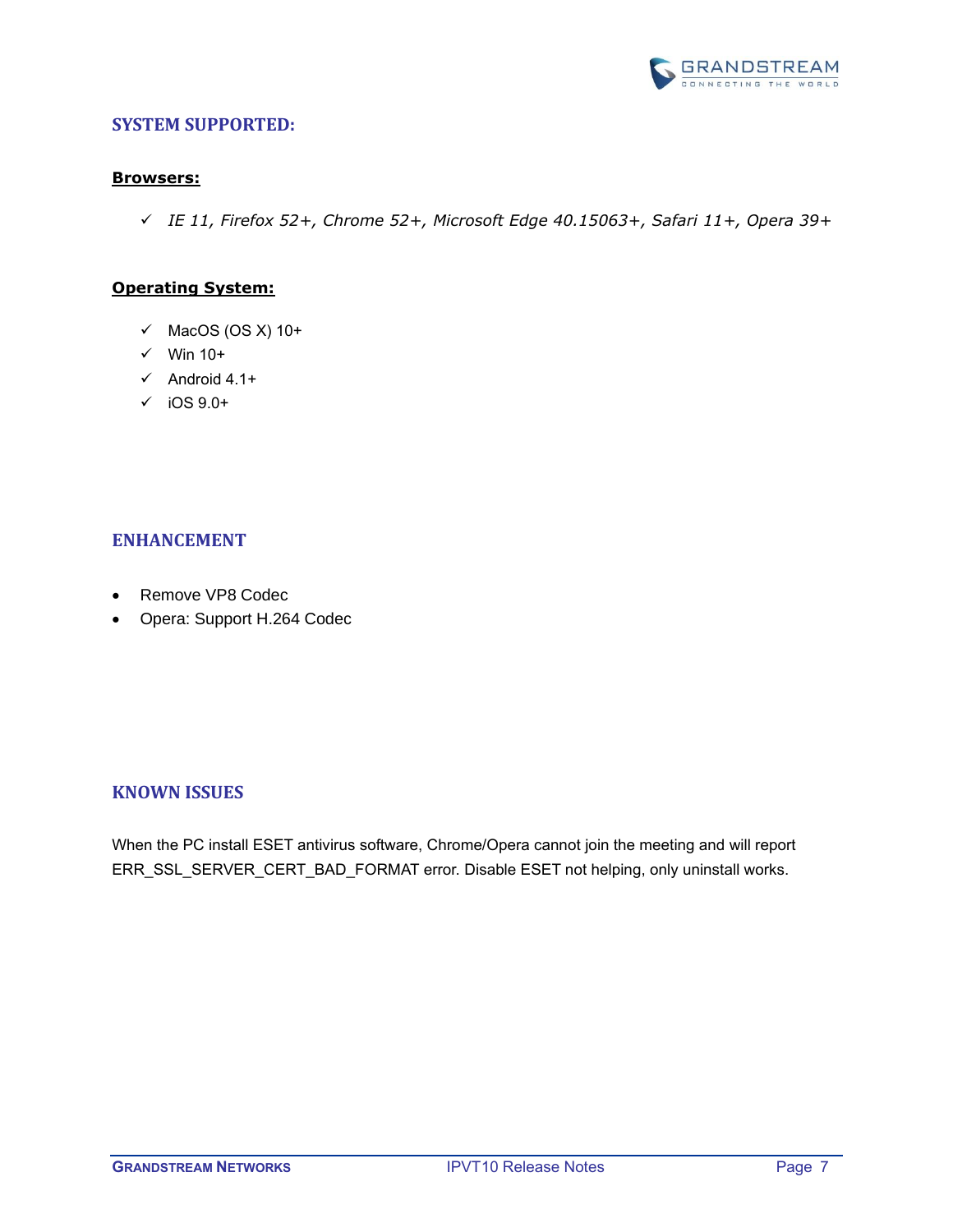## SYSTEM SUPPORTED:

### Browsers:

- ✓ *IE 11, Firefox 52+, Chrome 52+, Microsoft Edge 40.15063+, Safari 11+, Opera 39+*

### Operating System:

- ✓ MacOS (OS X) 10+
- ✓ Win 10+
- ✓ Android 4.1+
- ✓ iOS 9.0+

## ENHANCEMENT

- Remove VP8 Codec
- Opera: Support H.264 Codec

## KNOWN ISSUES

When the PC install ESET antivirus software, Chrome/Opera cannot join the meeting and will report ERR_SSL_SERVER_CERT_BAD_FORMAT error. Disable ESET not helping, only uninstall works.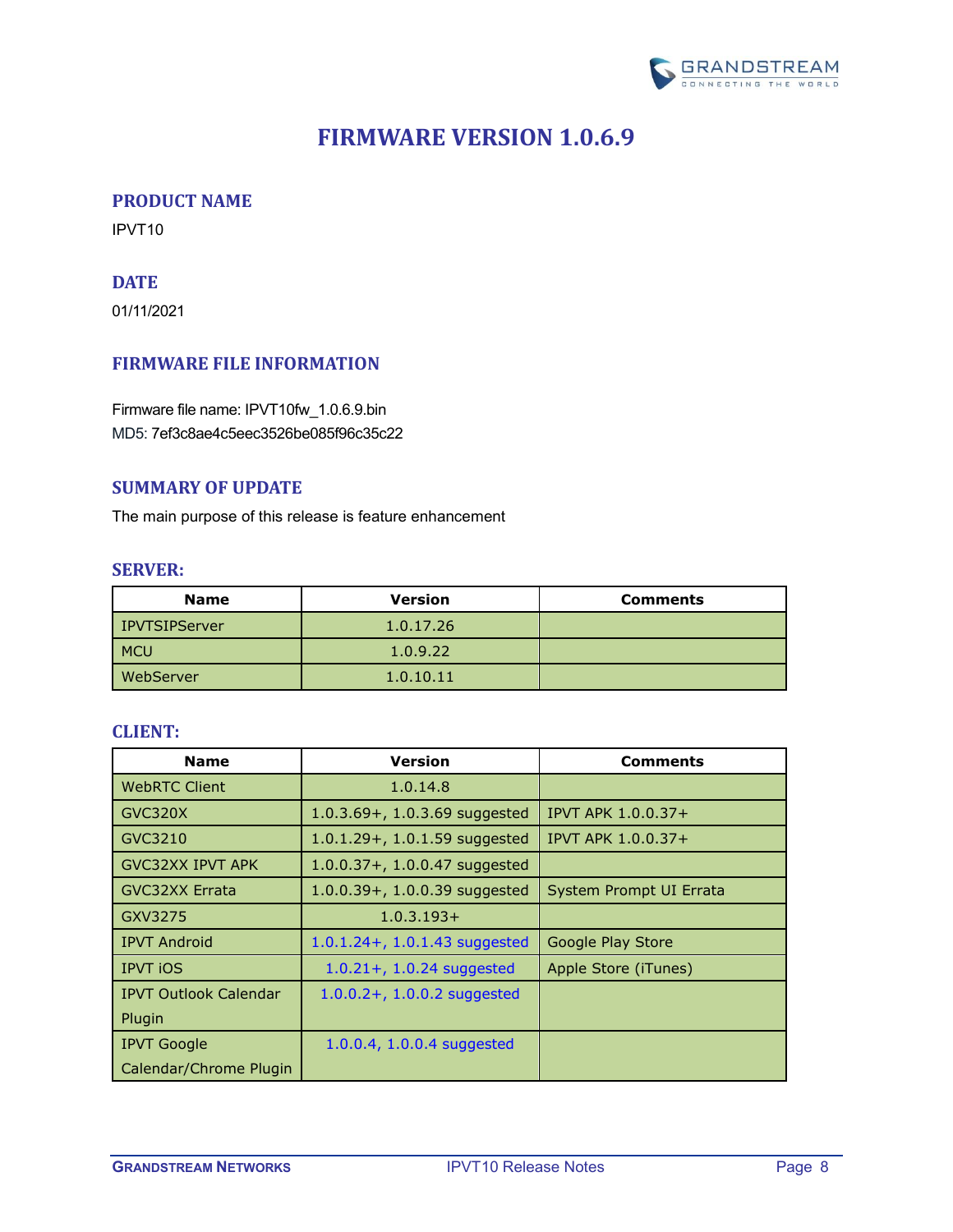# FIRMWARE VERSION 1.0.6.9

## PRODUCT NAME

IPVT10

## DATE

01/11/2021

## FIRMWARE FILE INFORMATION

Firmware file name: IPVT10fw_1.0.6.9.bin
MD5: 7ef3c8ae4c5eec3526be085f96c35c22

## SUMMARY OF UPDATE

The main purpose of this release is feature enhancement

### SERVER:

| Name | Version | Comments |
|---|---|---|
| IPVTSIPServer | 1.0.17.26 | |
| MCU | 1.0.9.22 | |
| WebServer | 1.0.10.11 | |

### CLIENT:

| Name | Version | Comments |
|---|---|---|
| WebRTC Client | 1.0.14.8 | |
| GVC320X | 1.0.3.69+, 1.0.3.69 suggested | IPVT APK 1.0.0.37+ |
| GVC3210 | 1.0.1.29+, 1.0.1.59 suggested | IPVT APK 1.0.0.37+ |
| GVC32XX IPVT APK | 1.0.0.37+, 1.0.0.47 suggested | |
| GVC32XX Errata | 1.0.0.39+, 1.0.0.39 suggested | System Prompt UI Errata |
| GXV3275 | 1.0.3.193+ | |
| IPVT Android | 1.0.1.24+, 1.0.1.43 suggested | Google Play Store |
| IPVT iOS | 1.0.21+, 1.0.24 suggested | Apple Store (iTunes) |
| IPVT Outlook Calendar Plugin | 1.0.0.2+, 1.0.0.2 suggested | |
| IPVT Google Calendar/Chrome Plugin | 1.0.0.4, 1.0.0.4 suggested | |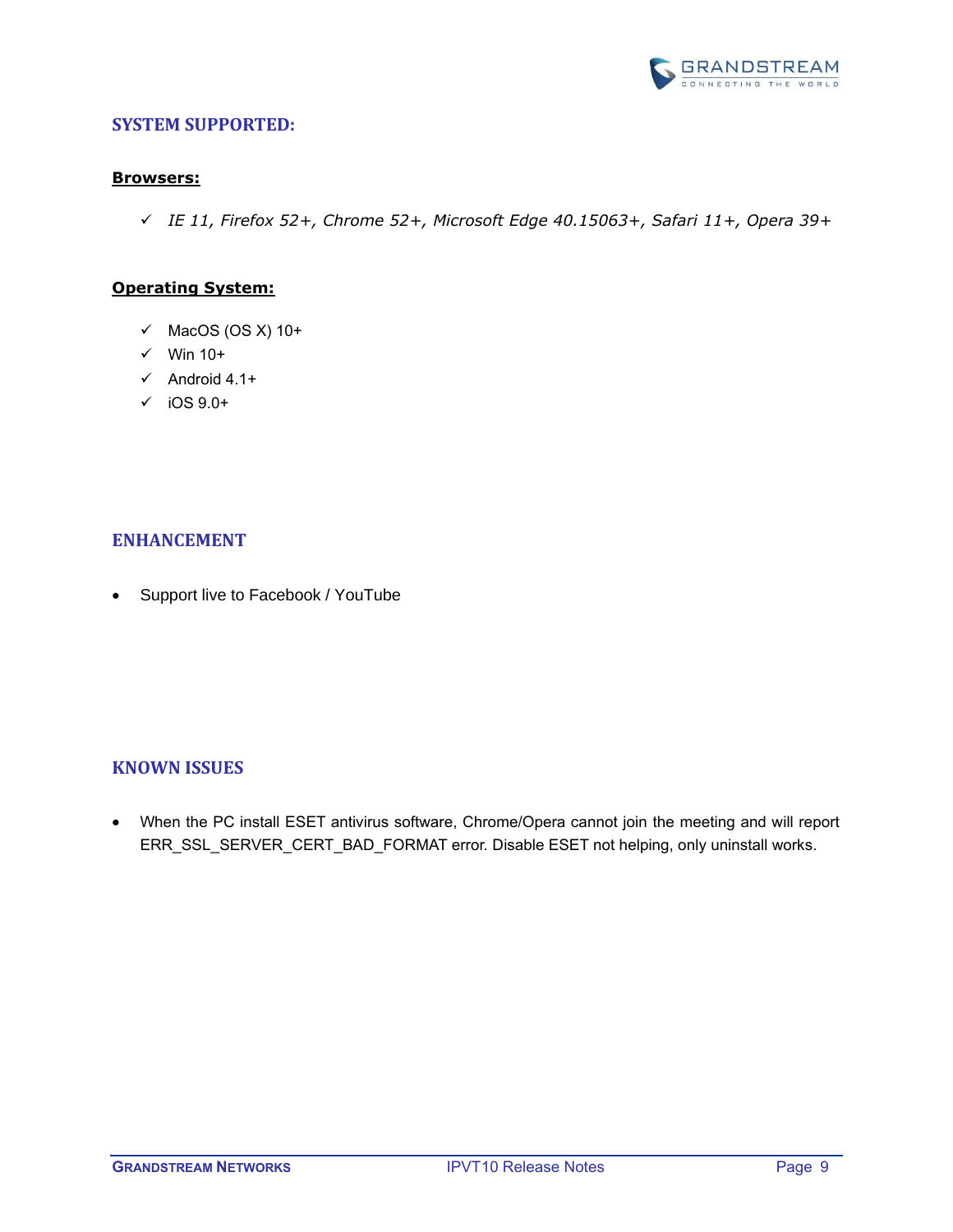## SYSTEM SUPPORTED:

### Browsers:

- ✓ *IE 11, Firefox 52+, Chrome 52+, Microsoft Edge 40.15063+, Safari 11+, Opera 39+*

### Operating System:

- ✓ MacOS (OS X) 10+
- ✓ Win 10+
- ✓ Android 4.1+
- ✓ iOS 9.0+

## ENHANCEMENT

- Support live to Facebook / YouTube

## KNOWN ISSUES

- When the PC install ESET antivirus software, Chrome/Opera cannot join the meeting and will report ERR_SSL_SERVER_CERT_BAD_FORMAT error. Disable ESET not helping, only uninstall works.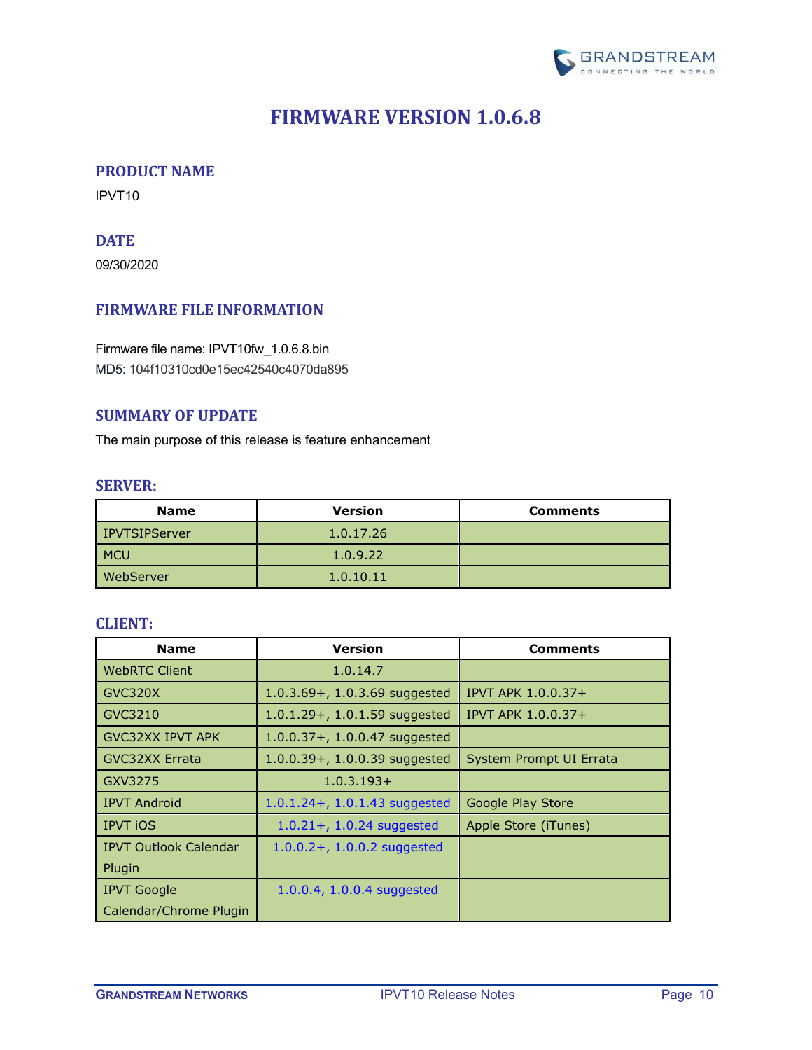# FIRMWARE VERSION 1.0.6.8

## PRODUCT NAME

IPVT10

## DATE

09/30/2020

## FIRMWARE FILE INFORMATION

Firmware file name: IPVT10fw_1.0.6.8.bin
MD5: 104f10310cd0e15ec42540c4070da895

## SUMMARY OF UPDATE

The main purpose of this release is feature enhancement

### SERVER:

| Name | Version | Comments |
|---|---|---|
| IPVTSIPServer | 1.0.17.26 | |
| MCU | 1.0.9.22 | |
| WebServer | 1.0.10.11 | |

### CLIENT:

| Name | Version | Comments |
|---|---|---|
| WebRTC Client | 1.0.14.7 | |
| GVC320X | 1.0.3.69+, 1.0.3.69 suggested | IPVT APK 1.0.0.37+ |
| GVC3210 | 1.0.1.29+, 1.0.1.59 suggested | IPVT APK 1.0.0.37+ |
| GVC32XX IPVT APK | 1.0.0.37+, 1.0.0.47 suggested | |
| GVC32XX Errata | 1.0.0.39+, 1.0.0.39 suggested | System Prompt UI Errata |
| GXV3275 | 1.0.3.193+ | |
| IPVT Android | 1.0.1.24+, 1.0.1.43 suggested | Google Play Store |
| IPVT iOS | 1.0.21+, 1.0.24 suggested | Apple Store (iTunes) |
| IPVT Outlook Calendar Plugin | 1.0.0.2+, 1.0.0.2 suggested | |
| IPVT Google Calendar/Chrome Plugin | 1.0.0.4, 1.0.0.4 suggested | |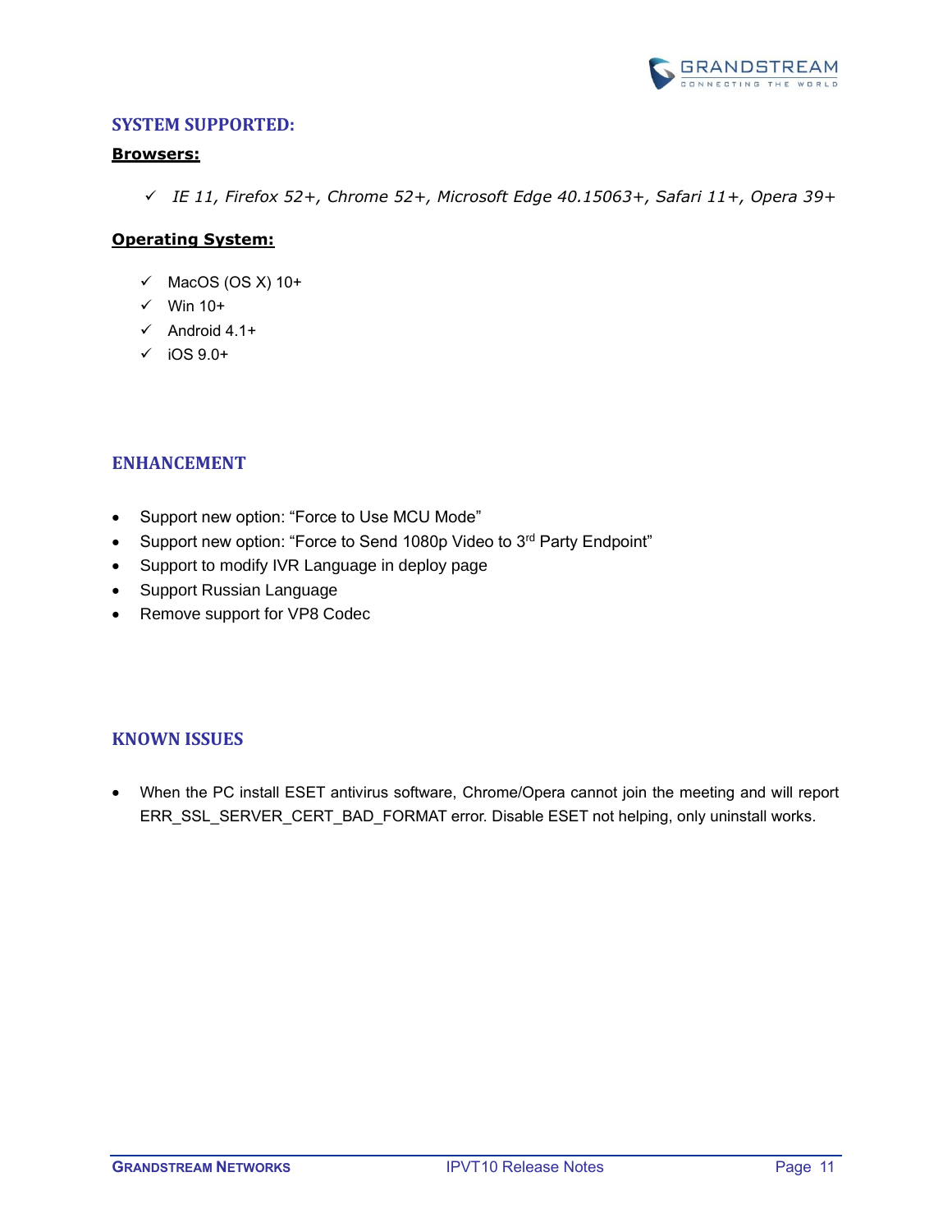## SYSTEM SUPPORTED:

**Browsers:**

- ✓ *IE 11, Firefox 52+, Chrome 52+, Microsoft Edge 40.15063+, Safari 11+, Opera 39+*

**Operating System:**

- ✓ MacOS (OS X) 10+
- ✓ Win 10+
- ✓ Android 4.1+
- ✓ iOS 9.0+

## ENHANCEMENT

- Support new option: “Force to Use MCU Mode”
- Support new option: “Force to Send 1080p Video to 3rd Party Endpoint”
- Support to modify IVR Language in deploy page
- Support Russian Language
- Remove support for VP8 Codec

## KNOWN ISSUES

- When the PC install ESET antivirus software, Chrome/Opera cannot join the meeting and will report ERR_SSL_SERVER_CERT_BAD_FORMAT error. Disable ESET not helping, only uninstall works.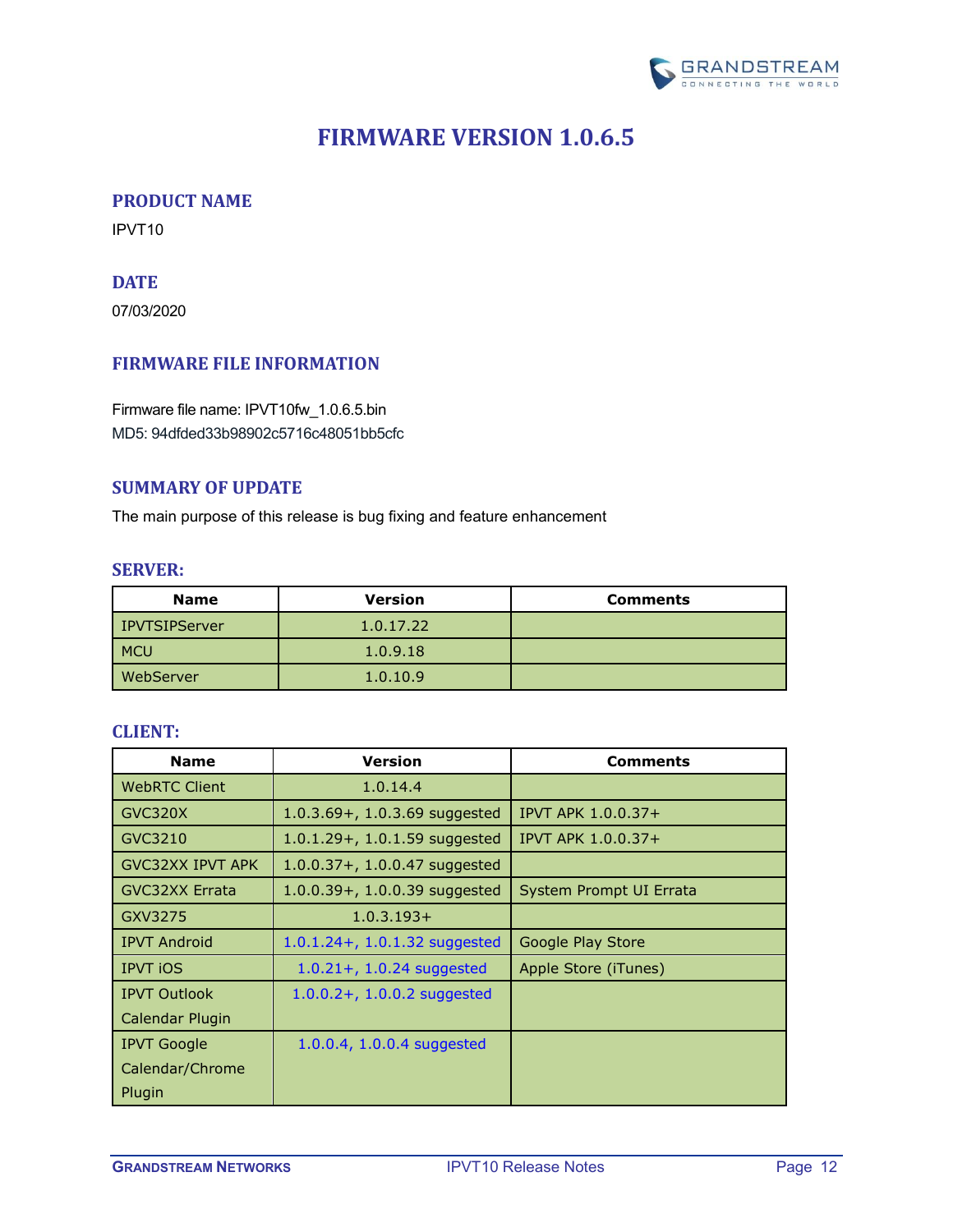# FIRMWARE VERSION 1.0.6.5

## PRODUCT NAME

IPVT10

## DATE

07/03/2020

## FIRMWARE FILE INFORMATION

Firmware file name: IPVT10fw_1.0.6.5.bin
MD5: 94dfded33b98902c5716c48051bb5cfc

## SUMMARY OF UPDATE

The main purpose of this release is bug fixing and feature enhancement

### SERVER:

| Name | Version | Comments |
|---|---|---|
| IPVTSIPServer | 1.0.17.22 | |
| MCU | 1.0.9.18 | |
| WebServer | 1.0.10.9 | |

### CLIENT:

| Name | Version | Comments |
|---|---|---|
| WebRTC Client | 1.0.14.4 | |
| GVC320X | 1.0.3.69+, 1.0.3.69 suggested | IPVT APK 1.0.0.37+ |
| GVC3210 | 1.0.1.29+, 1.0.1.59 suggested | IPVT APK 1.0.0.37+ |
| GVC32XX IPVT APK | 1.0.0.37+, 1.0.0.47 suggested | |
| GVC32XX Errata | 1.0.0.39+, 1.0.0.39 suggested | System Prompt UI Errata |
| GXV3275 | 1.0.3.193+ | |
| IPVT Android | 1.0.1.24+, 1.0.1.32 suggested | Google Play Store |
| IPVT iOS | 1.0.21+, 1.0.24 suggested | Apple Store (iTunes) |
| IPVT Outlook Calendar Plugin | 1.0.0.2+, 1.0.0.2 suggested | |
| IPVT Google Calendar/Chrome Plugin | 1.0.0.4, 1.0.0.4 suggested | |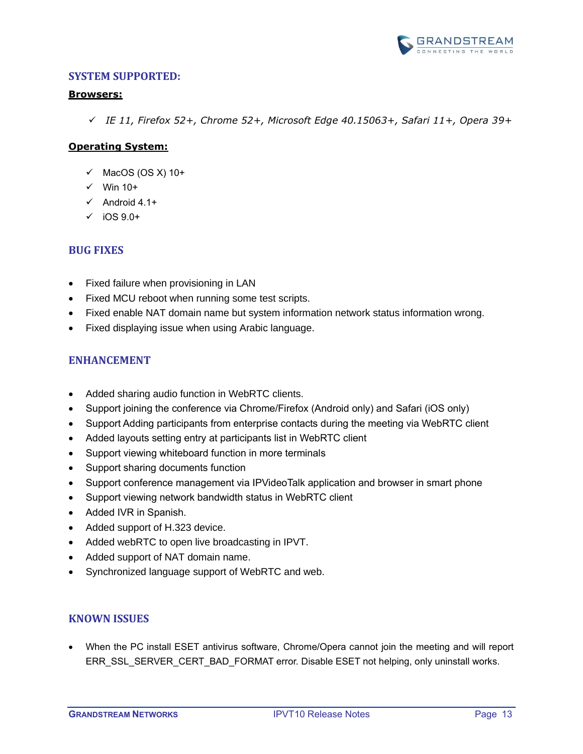## SYSTEM SUPPORTED:

**Browsers:**

- ✓ *IE 11, Firefox 52+, Chrome 52+, Microsoft Edge 40.15063+, Safari 11+, Opera 39+*

**Operating System:**

- ✓ MacOS (OS X) 10+
- ✓ Win 10+
- ✓ Android 4.1+
- ✓ iOS 9.0+

## BUG FIXES

- Fixed failure when provisioning in LAN
- Fixed MCU reboot when running some test scripts.
- Fixed enable NAT domain name but system information network status information wrong.
- Fixed displaying issue when using Arabic language.

## ENHANCEMENT

- Added sharing audio function in WebRTC clients.
- Support joining the conference via Chrome/Firefox (Android only) and Safari (iOS only)
- Support Adding participants from enterprise contacts during the meeting via WebRTC client
- Added layouts setting entry at participants list in WebRTC client
- Support viewing whiteboard function in more terminals
- Support sharing documents function
- Support conference management via IPVideoTalk application and browser in smart phone
- Support viewing network bandwidth status in WebRTC client
- Added IVR in Spanish.
- Added support of H.323 device.
- Added webRTC to open live broadcasting in IPVT.
- Added support of NAT domain name.
- Synchronized language support of WebRTC and web.

## KNOWN ISSUES

- When the PC install ESET antivirus software, Chrome/Opera cannot join the meeting and will report ERR_SSL_SERVER_CERT_BAD_FORMAT error. Disable ESET not helping, only uninstall works.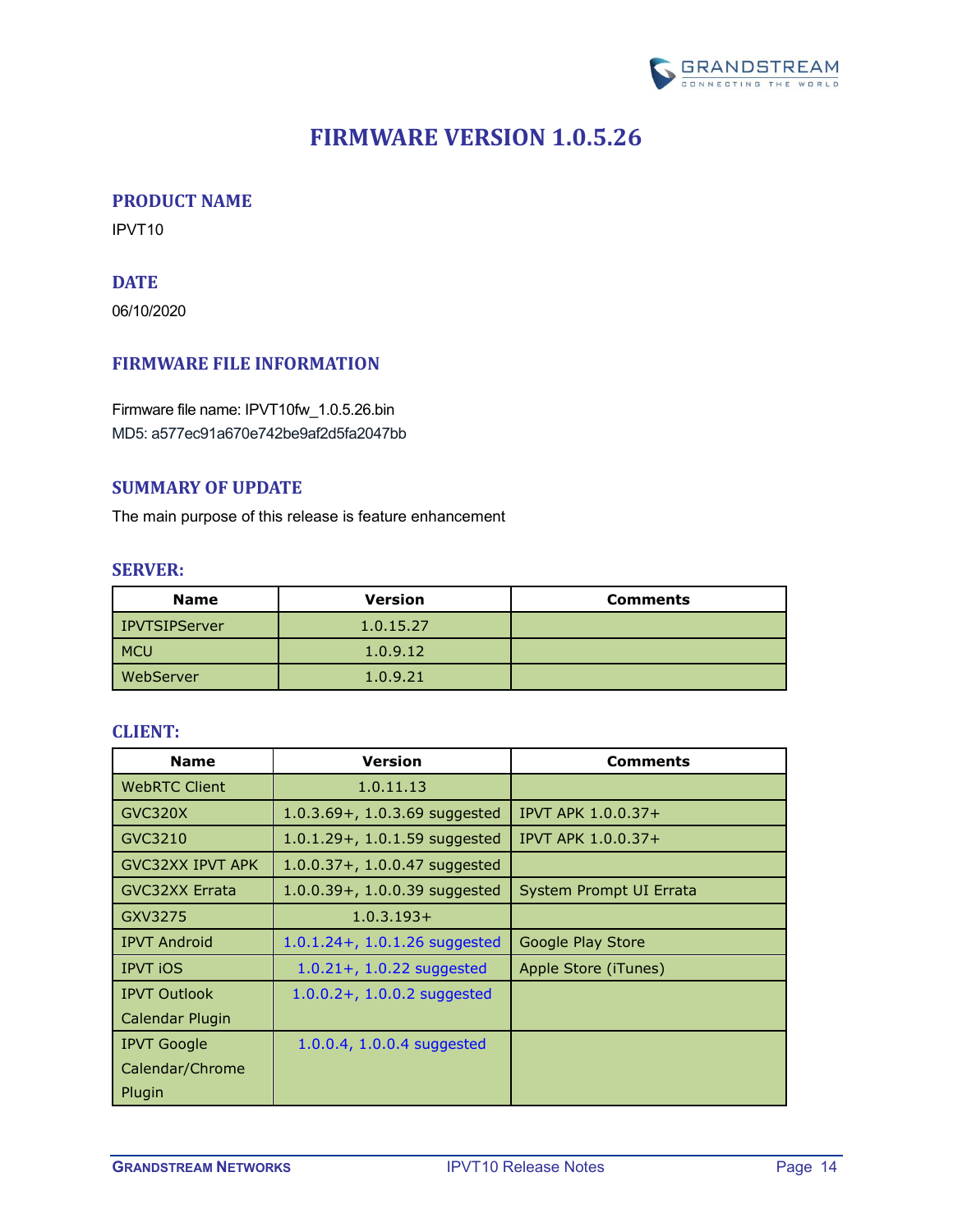# FIRMWARE VERSION 1.0.5.26

## PRODUCT NAME

IPVT10

## DATE

06/10/2020

## FIRMWARE FILE INFORMATION

Firmware file name: IPVT10fw_1.0.5.26.bin
MD5: a577ec91a670e742be9af2d5fa2047bb

## SUMMARY OF UPDATE

The main purpose of this release is feature enhancement

### SERVER:

| Name | Version | Comments |
| --- | --- | --- |
| IPVTSIPServer | 1.0.15.27 | |
| MCU | 1.0.9.12 | |
| WebServer | 1.0.9.21 | |

### CLIENT:

| Name | Version | Comments |
| --- | --- | --- |
| WebRTC Client | 1.0.11.13 | |
| GVC320X | 1.0.3.69+, 1.0.3.69 suggested | IPVT APK 1.0.0.37+ |
| GVC3210 | 1.0.1.29+, 1.0.1.59 suggested | IPVT APK 1.0.0.37+ |
| GVC32XX IPVT APK | 1.0.0.37+, 1.0.0.47 suggested | |
| GVC32XX Errata | 1.0.0.39+, 1.0.0.39 suggested | System Prompt UI Errata |
| GXV3275 | 1.0.3.193+ | |
| IPVT Android | 1.0.1.24+, 1.0.1.26 suggested | Google Play Store |
| IPVT iOS | 1.0.21+, 1.0.22 suggested | Apple Store (iTunes) |
| IPVT Outlook Calendar Plugin | 1.0.0.2+, 1.0.0.2 suggested | |
| IPVT Google Calendar/Chrome Plugin | 1.0.0.4, 1.0.0.4 suggested | |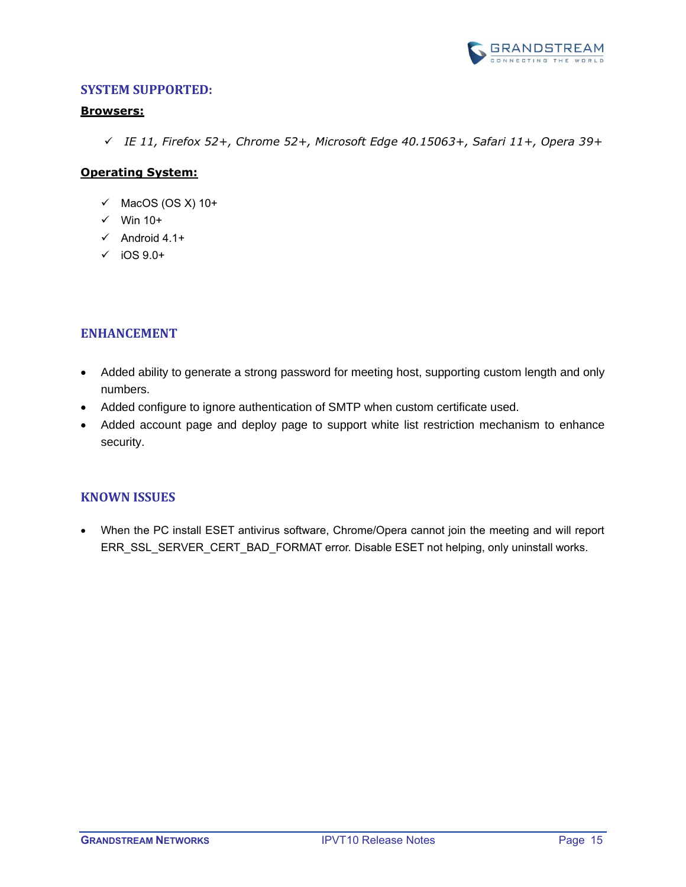## SYSTEM SUPPORTED:

**Browsers:**

- ✓ *IE 11, Firefox 52+, Chrome 52+, Microsoft Edge 40.15063+, Safari 11+, Opera 39+*

**Operating System:**

- ✓ MacOS (OS X) 10+
- ✓ Win 10+
- ✓ Android 4.1+
- ✓ iOS 9.0+

## ENHANCEMENT

- Added ability to generate a strong password for meeting host, supporting custom length and only numbers.
- Added configure to ignore authentication of SMTP when custom certificate used.
- Added account page and deploy page to support white list restriction mechanism to enhance security.

## KNOWN ISSUES

- When the PC install ESET antivirus software, Chrome/Opera cannot join the meeting and will report ERR_SSL_SERVER_CERT_BAD_FORMAT error. Disable ESET not helping, only uninstall works.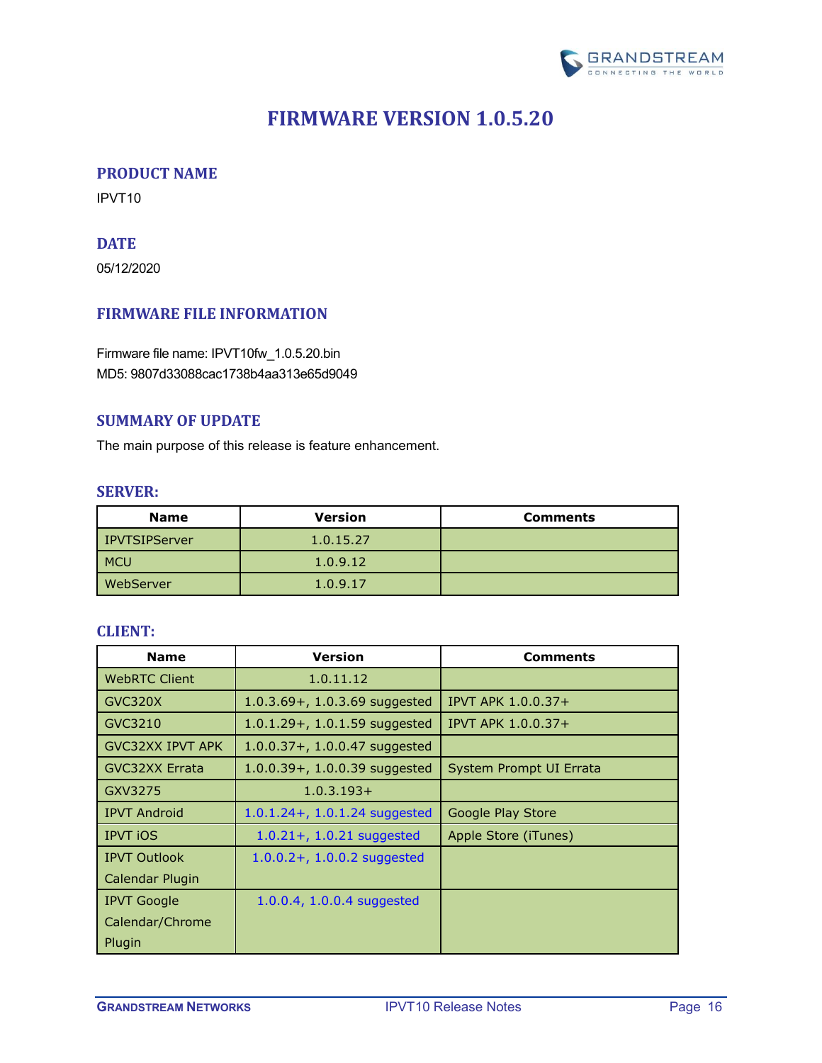# FIRMWARE VERSION 1.0.5.20

## PRODUCT NAME

IPVT10

## DATE

05/12/2020

## FIRMWARE FILE INFORMATION

Firmware file name: IPVT10fw_1.0.5.20.bin
MD5: 9807d33088cac1738b4aa313e65d9049

## SUMMARY OF UPDATE

The main purpose of this release is feature enhancement.

### SERVER:

| Name | Version | Comments |
|---|---|---|
| IPVTSIPServer | 1.0.15.27 | |
| MCU | 1.0.9.12 | |
| WebServer | 1.0.9.17 | |

### CLIENT:

| Name | Version | Comments |
|---|---|---|
| WebRTC Client | 1.0.11.12 | |
| GVC320X | 1.0.3.69+, 1.0.3.69 suggested | IPVT APK 1.0.0.37+ |
| GVC3210 | 1.0.1.29+, 1.0.1.59 suggested | IPVT APK 1.0.0.37+ |
| GVC32XX IPVT APK | 1.0.0.37+, 1.0.0.47 suggested | |
| GVC32XX Errata | 1.0.0.39+, 1.0.0.39 suggested | System Prompt UI Errata |
| GXV3275 | 1.0.3.193+ | |
| IPVT Android | 1.0.1.24+, 1.0.1.24 suggested | Google Play Store |
| IPVT iOS | 1.0.21+, 1.0.21 suggested | Apple Store (iTunes) |
| IPVT Outlook Calendar Plugin | 1.0.0.2+, 1.0.0.2 suggested | |
| IPVT Google Calendar/Chrome Plugin | 1.0.0.4, 1.0.0.4 suggested | |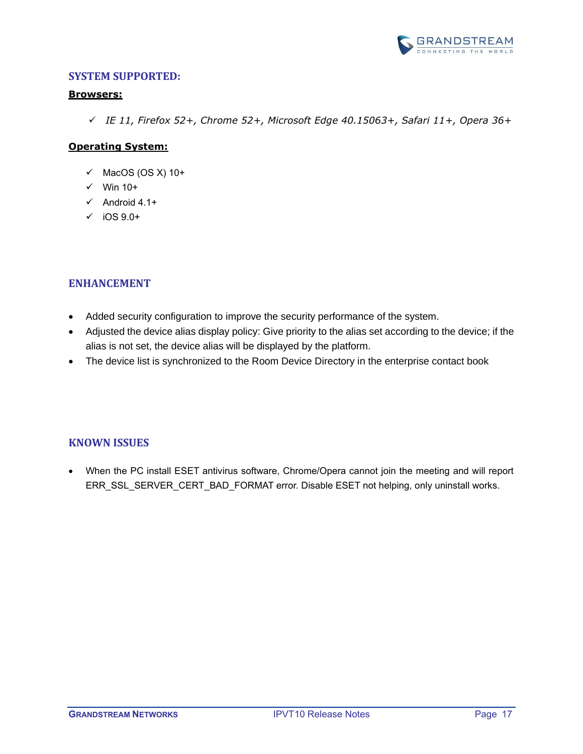## SYSTEM SUPPORTED:

**Browsers:**

- ✓ *IE 11, Firefox 52+, Chrome 52+, Microsoft Edge 40.15063+, Safari 11+, Opera 36+*

**Operating System:**

- ✓ MacOS (OS X) 10+
- ✓ Win 10+
- ✓ Android 4.1+
- ✓ iOS 9.0+

## ENHANCEMENT

- Added security configuration to improve the security performance of the system.
- Adjusted the device alias display policy: Give priority to the alias set according to the device; if the alias is not set, the device alias will be displayed by the platform.
- The device list is synchronized to the Room Device Directory in the enterprise contact book

## KNOWN ISSUES

- When the PC install ESET antivirus software, Chrome/Opera cannot join the meeting and will report ERR_SSL_SERVER_CERT_BAD_FORMAT error. Disable ESET not helping, only uninstall works.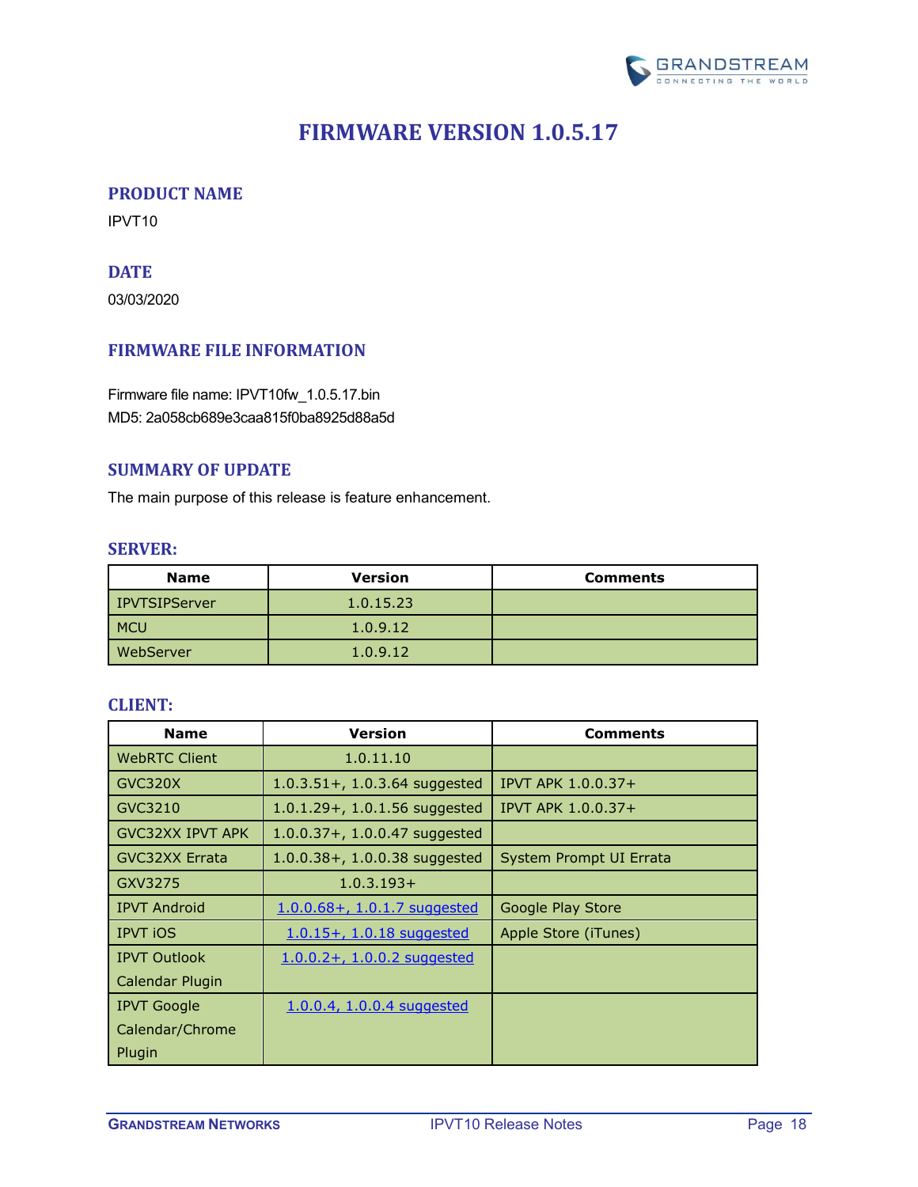# FIRMWARE VERSION 1.0.5.17

## PRODUCT NAME

IPVT10

## DATE

03/03/2020

## FIRMWARE FILE INFORMATION

Firmware file name: IPVT10fw_1.0.5.17.bin
MD5: 2a058cb689e3caa815f0ba8925d88a5d

## SUMMARY OF UPDATE

The main purpose of this release is feature enhancement.

### SERVER:

| Name | Version | Comments |
|---|---|---|
| IPVTSIPServer | 1.0.15.23 | |
| MCU | 1.0.9.12 | |
| WebServer | 1.0.9.12 | |

### CLIENT:

| Name | Version | Comments |
|---|---|---|
| WebRTC Client | 1.0.11.10 | |
| GVC320X | 1.0.3.51+, 1.0.3.64 suggested | IPVT APK 1.0.0.37+ |
| GVC3210 | 1.0.1.29+, 1.0.1.56 suggested | IPVT APK 1.0.0.37+ |
| GVC32XX IPVT APK | 1.0.0.37+, 1.0.0.47 suggested | |
| GVC32XX Errata | 1.0.0.38+, 1.0.0.38 suggested | System Prompt UI Errata |
| GXV3275 | 1.0.3.193+ | |
| IPVT Android | 1.0.0.68+, 1.0.1.7 suggested | Google Play Store |
| IPVT iOS | 1.0.15+, 1.0.18 suggested | Apple Store (iTunes) |
| IPVT Outlook Calendar Plugin | 1.0.0.2+, 1.0.0.2 suggested | |
| IPVT Google Calendar/Chrome Plugin | 1.0.0.4, 1.0.0.4 suggested | |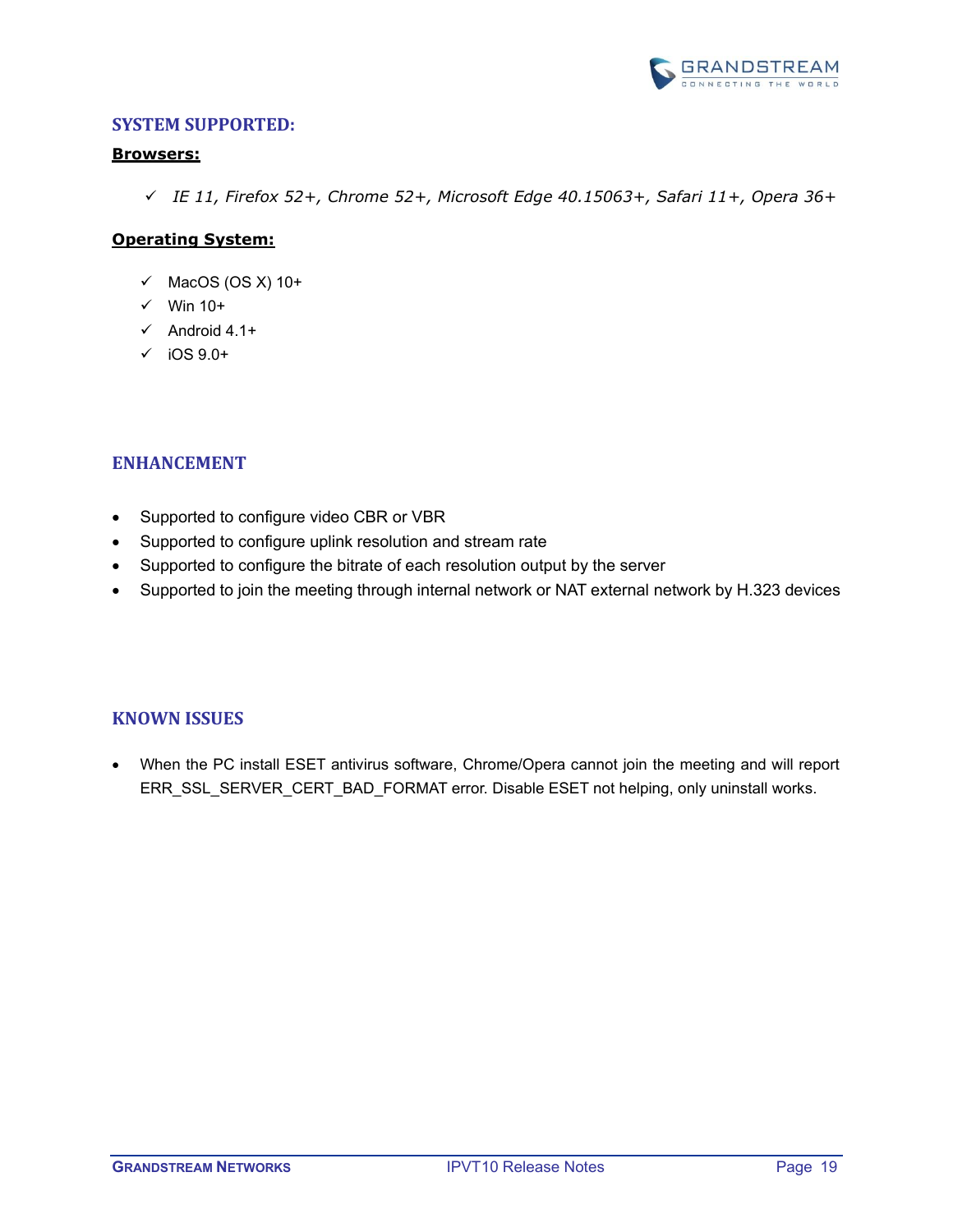## SYSTEM SUPPORTED:

**Browsers:**

- ✓ *IE 11, Firefox 52+, Chrome 52+, Microsoft Edge 40.15063+, Safari 11+, Opera 36+*

**Operating System:**

- ✓ MacOS (OS X) 10+
- ✓ Win 10+
- ✓ Android 4.1+
- ✓ iOS 9.0+

## ENHANCEMENT

- Supported to configure video CBR or VBR
- Supported to configure uplink resolution and stream rate
- Supported to configure the bitrate of each resolution output by the server
- Supported to join the meeting through internal network or NAT external network by H.323 devices

## KNOWN ISSUES

- When the PC install ESET antivirus software, Chrome/Opera cannot join the meeting and will report ERR_SSL_SERVER_CERT_BAD_FORMAT error. Disable ESET not helping, only uninstall works.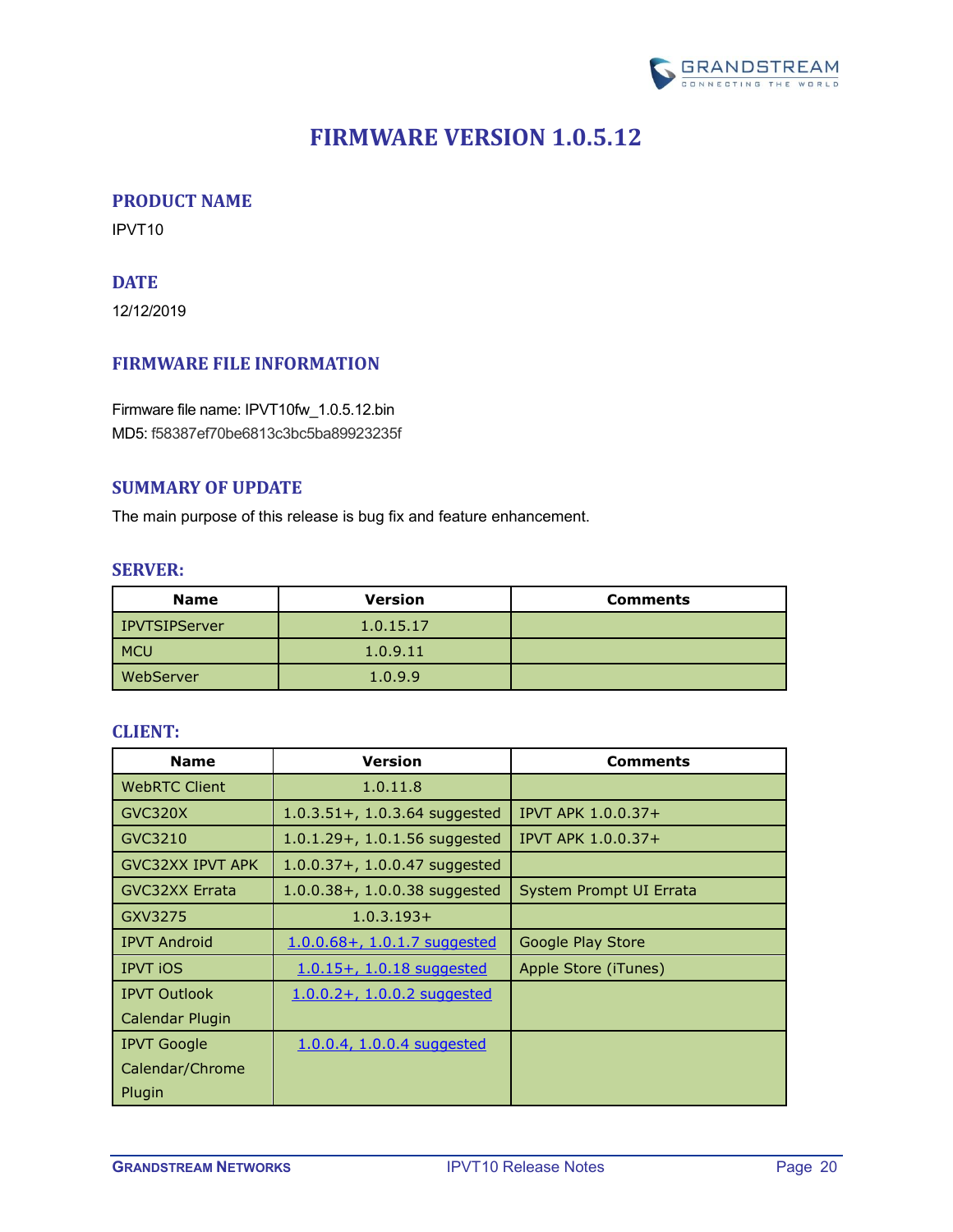# FIRMWARE VERSION 1.0.5.12

## PRODUCT NAME

IPVT10

## DATE

12/12/2019

## FIRMWARE FILE INFORMATION

Firmware file name: IPVT10fw_1.0.5.12.bin
MD5: f58387ef70be6813c3bc5ba89923235f

## SUMMARY OF UPDATE

The main purpose of this release is bug fix and feature enhancement.

### SERVER:

| Name | Version | Comments |
| --- | --- | --- |
| IPVTSIPServer | 1.0.15.17 | |
| MCU | 1.0.9.11 | |
| WebServer | 1.0.9.9 | |

### CLIENT:

| Name | Version | Comments |
| --- | --- | --- |
| WebRTC Client | 1.0.11.8 | |
| GVC320X | 1.0.3.51+, 1.0.3.64 suggested | IPVT APK 1.0.0.37+ |
| GVC3210 | 1.0.1.29+, 1.0.1.56 suggested | IPVT APK 1.0.0.37+ |
| GVC32XX IPVT APK | 1.0.0.37+, 1.0.0.47 suggested | |
| GVC32XX Errata | 1.0.0.38+, 1.0.0.38 suggested | System Prompt UI Errata |
| GXV3275 | 1.0.3.193+ | |
| IPVT Android | 1.0.0.68+, 1.0.1.7 suggested | Google Play Store |
| IPVT iOS | 1.0.15+, 1.0.18 suggested | Apple Store (iTunes) |
| IPVT Outlook Calendar Plugin | 1.0.0.2+, 1.0.0.2 suggested | |
| IPVT Google Calendar/Chrome Plugin | 1.0.0.4, 1.0.0.4 suggested | |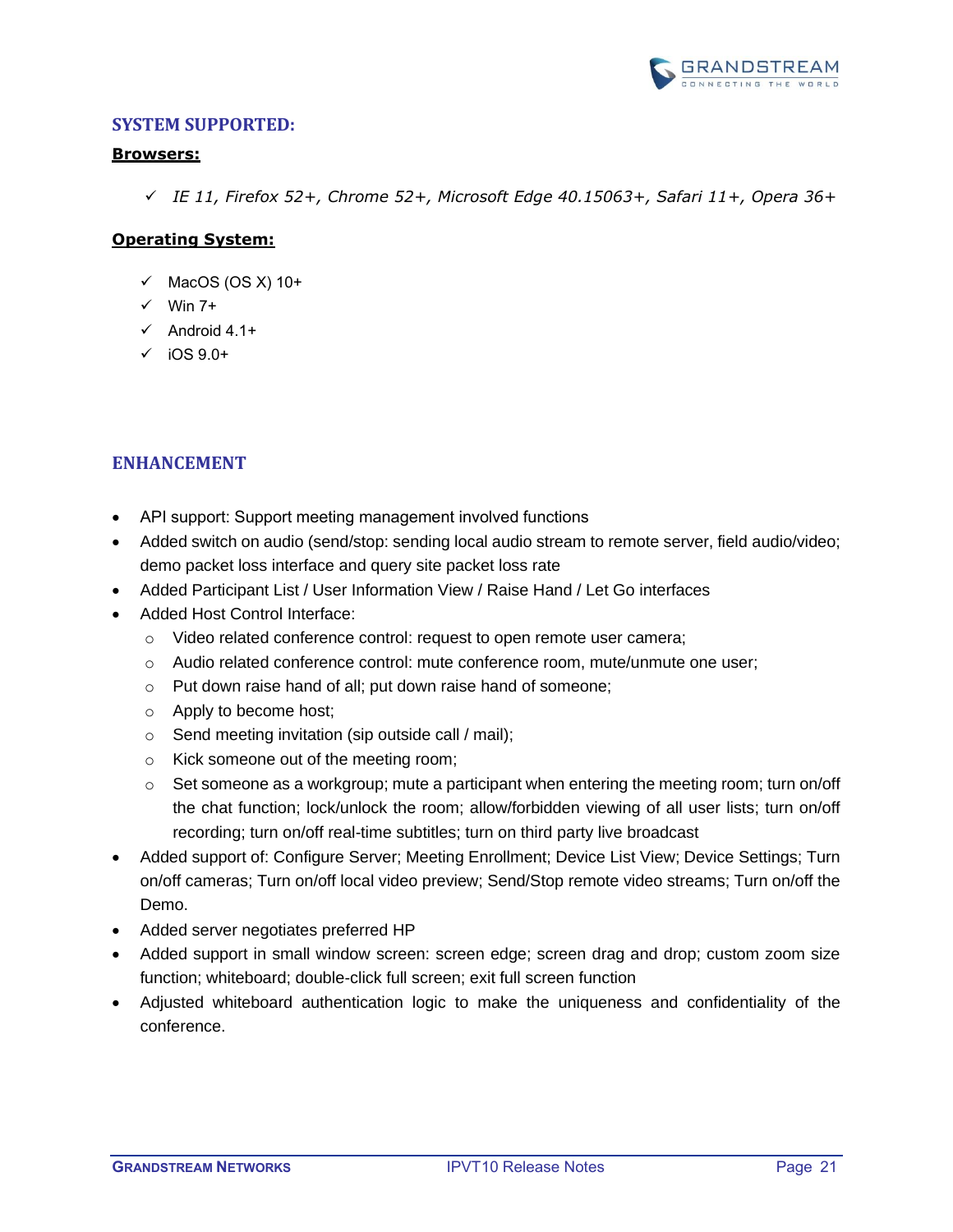## SYSTEM SUPPORTED:

**Browsers:**

- ✓ *IE 11, Firefox 52+, Chrome 52+, Microsoft Edge 40.15063+, Safari 11+, Opera 36+*

**Operating System:**

- ✓ MacOS (OS X) 10+
- ✓ Win 7+
- ✓ Android 4.1+
- ✓ iOS 9.0+

## ENHANCEMENT

- API support: Support meeting management involved functions
- Added switch on audio (send/stop: sending local audio stream to remote server, field audio/video; demo packet loss interface and query site packet loss rate
- Added Participant List / User Information View / Raise Hand / Let Go interfaces
- Added Host Control Interface:
  - Video related conference control: request to open remote user camera;
  - Audio related conference control: mute conference room, mute/unmute one user;
  - Put down raise hand of all; put down raise hand of someone;
  - Apply to become host;
  - Send meeting invitation (sip outside call / mail);
  - Kick someone out of the meeting room;
  - Set someone as a workgroup; mute a participant when entering the meeting room; turn on/off the chat function; lock/unlock the room; allow/forbidden viewing of all user lists; turn on/off recording; turn on/off real-time subtitles; turn on third party live broadcast
- Added support of: Configure Server; Meeting Enrollment; Device List View; Device Settings; Turn on/off cameras; Turn on/off local video preview; Send/Stop remote video streams; Turn on/off the Demo.
- Added server negotiates preferred HP
- Added support in small window screen: screen edge; screen drag and drop; custom zoom size function; whiteboard; double-click full screen; exit full screen function
- Adjusted whiteboard authentication logic to make the uniqueness and confidentiality of the conference.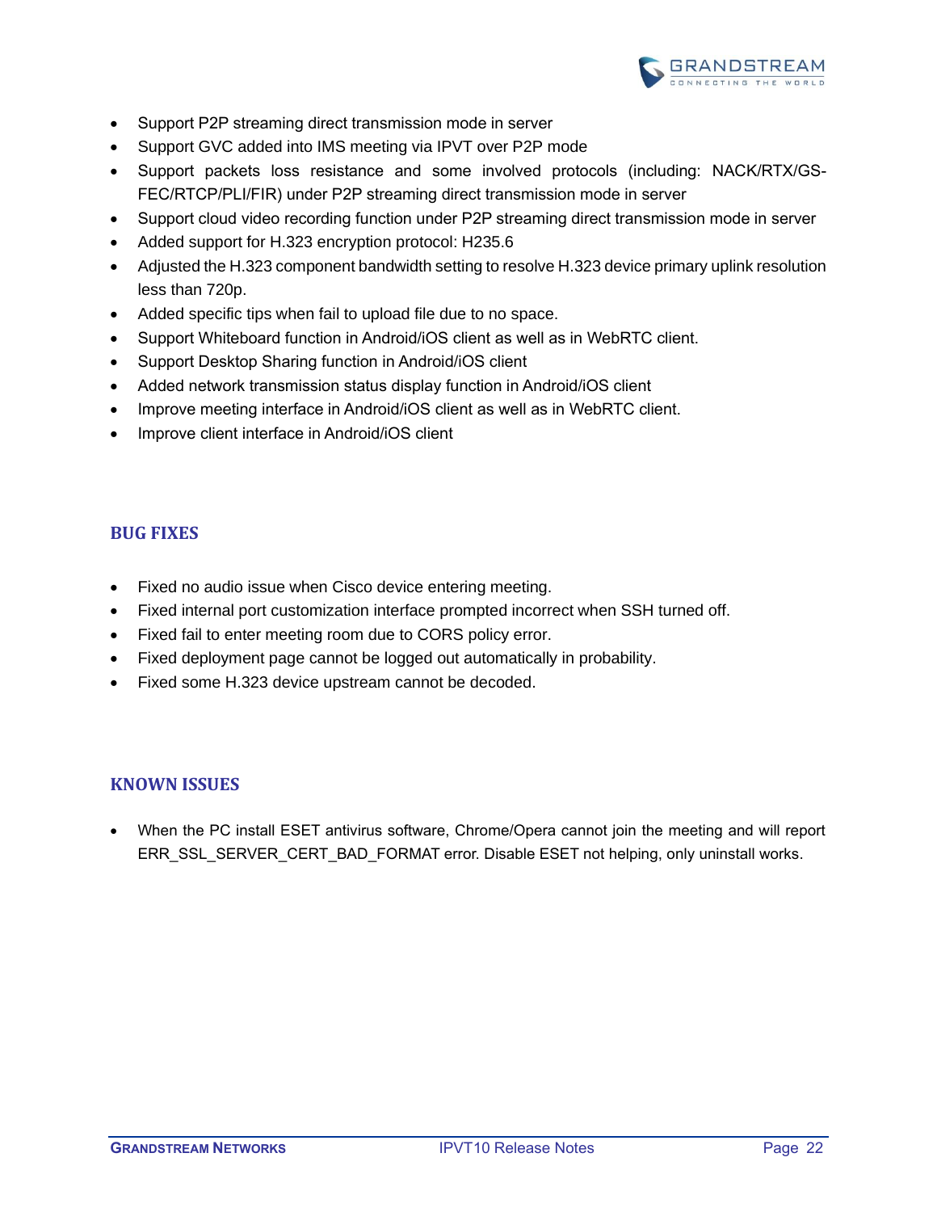- Support P2P streaming direct transmission mode in server
- Support GVC added into IMS meeting via IPVT over P2P mode
- Support packets loss resistance and some involved protocols (including: NACK/RTX/GS-FEC/RTCP/PLI/FIR) under P2P streaming direct transmission mode in server
- Support cloud video recording function under P2P streaming direct transmission mode in server
- Added support for H.323 encryption protocol: H235.6
- Adjusted the H.323 component bandwidth setting to resolve H.323 device primary uplink resolution less than 720p.
- Added specific tips when fail to upload file due to no space.
- Support Whiteboard function in Android/iOS client as well as in WebRTC client.
- Support Desktop Sharing function in Android/iOS client
- Added network transmission status display function in Android/iOS client
- Improve meeting interface in Android/iOS client as well as in WebRTC client.
- Improve client interface in Android/iOS client

## BUG FIXES

- Fixed no audio issue when Cisco device entering meeting.
- Fixed internal port customization interface prompted incorrect when SSH turned off.
- Fixed fail to enter meeting room due to CORS policy error.
- Fixed deployment page cannot be logged out automatically in probability.
- Fixed some H.323 device upstream cannot be decoded.

## KNOWN ISSUES

- When the PC install ESET antivirus software, Chrome/Opera cannot join the meeting and will report ERR_SSL_SERVER_CERT_BAD_FORMAT error. Disable ESET not helping, only uninstall works.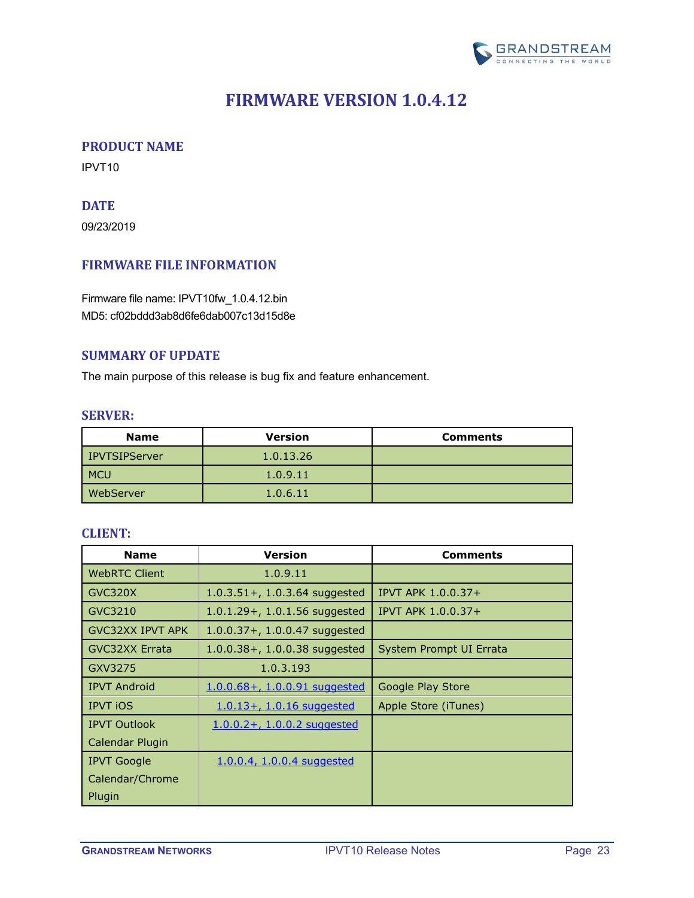# FIRMWARE VERSION 1.0.4.12

## PRODUCT NAME

IPVT10

## DATE

09/23/2019

## FIRMWARE FILE INFORMATION

Firmware file name: IPVT10fw_1.0.4.12.bin
MD5: cf02bddd3ab8d6fe6dab007c13d15d8e

## SUMMARY OF UPDATE

The main purpose of this release is bug fix and feature enhancement.

### SERVER:

| Name | Version | Comments |
| --- | --- | --- |
| IPVTSIPServer | 1.0.13.26 | |
| MCU | 1.0.9.11 | |
| WebServer | 1.0.6.11 | |

### CLIENT:

| Name | Version | Comments |
| --- | --- | --- |
| WebRTC Client | 1.0.9.11 | |
| GVC320X | 1.0.3.51+, 1.0.3.64 suggested | IPVT APK 1.0.0.37+ |
| GVC3210 | 1.0.1.29+, 1.0.1.56 suggested | IPVT APK 1.0.0.37+ |
| GVC32XX IPVT APK | 1.0.0.37+, 1.0.0.47 suggested | |
| GVC32XX Errata | 1.0.0.38+, 1.0.0.38 suggested | System Prompt UI Errata |
| GXV3275 | 1.0.3.193 | |
| IPVT Android | 1.0.0.68+, 1.0.0.91 suggested | Google Play Store |
| IPVT iOS | 1.0.13+, 1.0.16 suggested | Apple Store (iTunes) |
| IPVT Outlook Calendar Plugin | 1.0.0.2+, 1.0.0.2 suggested | |
| IPVT Google Calendar/Chrome Plugin | 1.0.0.4, 1.0.0.4 suggested | |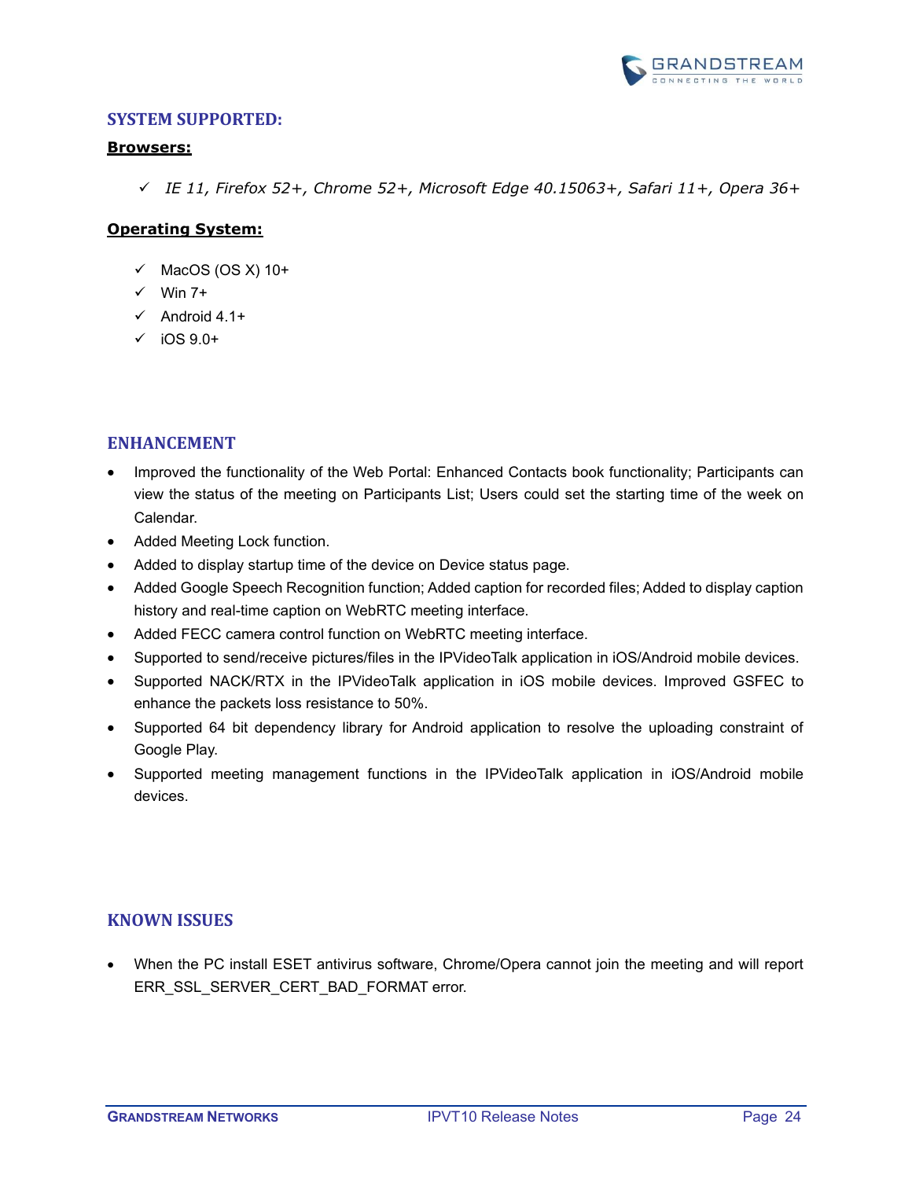## SYSTEM SUPPORTED:

### Browsers:

- ✓ *IE 11, Firefox 52+, Chrome 52+, Microsoft Edge 40.15063+, Safari 11+, Opera 36+*

### Operating System:

- ✓ MacOS (OS X) 10+
- ✓ Win 7+
- ✓ Android 4.1+
- ✓ iOS 9.0+

## ENHANCEMENT

- Improved the functionality of the Web Portal: Enhanced Contacts book functionality; Participants can view the status of the meeting on Participants List; Users could set the starting time of the week on Calendar.
- Added Meeting Lock function.
- Added to display startup time of the device on Device status page.
- Added Google Speech Recognition function; Added caption for recorded files; Added to display caption history and real-time caption on WebRTC meeting interface.
- Added FECC camera control function on WebRTC meeting interface.
- Supported to send/receive pictures/files in the IPVideoTalk application in iOS/Android mobile devices.
- Supported NACK/RTX in the IPVideoTalk application in iOS mobile devices. Improved GSFEC to enhance the packets loss resistance to 50%.
- Supported 64 bit dependency library for Android application to resolve the uploading constraint of Google Play.
- Supported meeting management functions in the IPVideoTalk application in iOS/Android mobile devices.

## KNOWN ISSUES

- When the PC install ESET antivirus software, Chrome/Opera cannot join the meeting and will report ERR_SSL_SERVER_CERT_BAD_FORMAT error.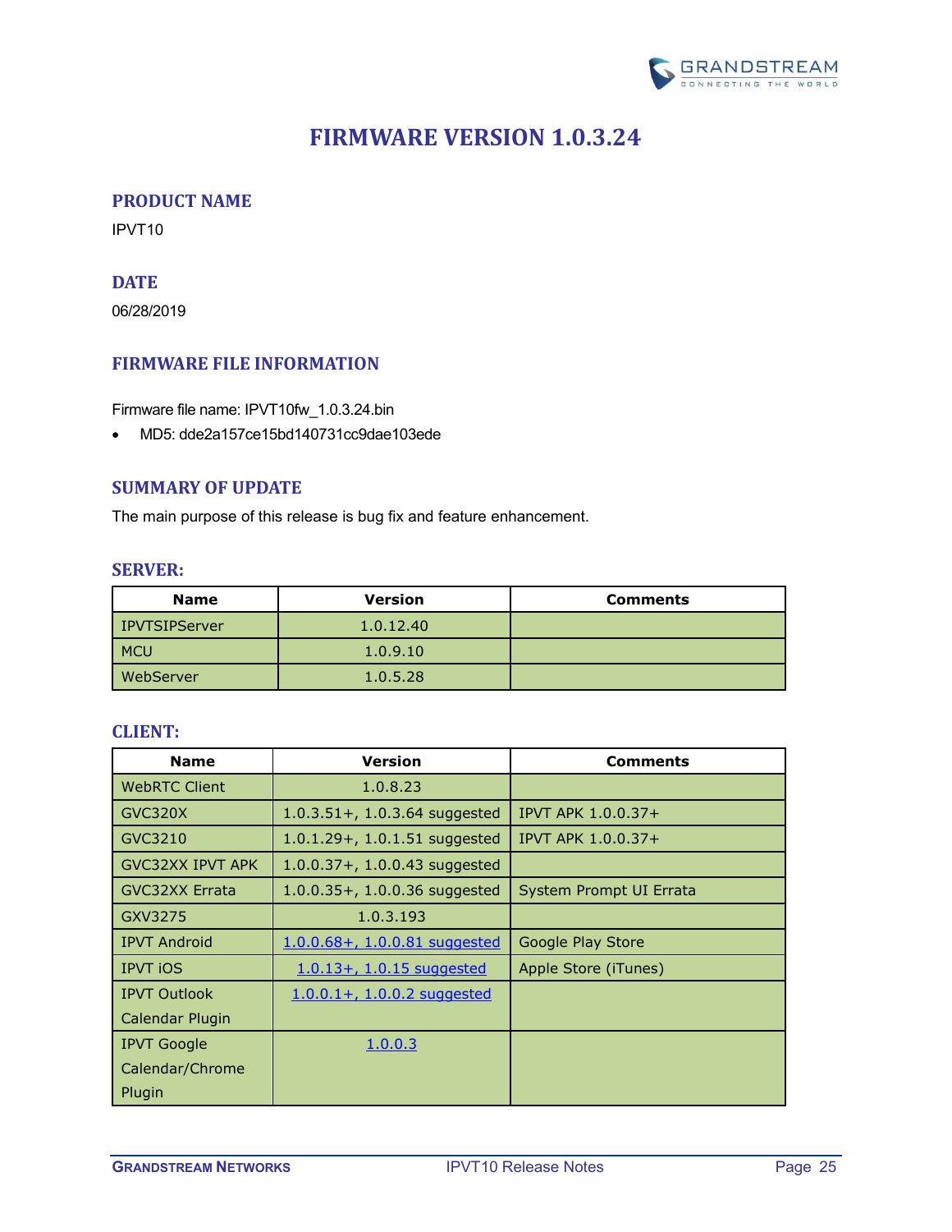# FIRMWARE VERSION 1.0.3.24

## PRODUCT NAME

IPVT10

## DATE

06/28/2019

## FIRMWARE FILE INFORMATION

Firmware file name: IPVT10fw_1.0.3.24.bin

- MD5: dde2a157ce15bd140731cc9dae103ede

## SUMMARY OF UPDATE

The main purpose of this release is bug fix and feature enhancement.

### SERVER:

| Name | Version | Comments |
|---|---|---|
| IPVTSIPServer | 1.0.12.40 | |
| MCU | 1.0.9.10 | |
| WebServer | 1.0.5.28 | |

### CLIENT:

| Name | Version | Comments |
|---|---|---|
| WebRTC Client | 1.0.8.23 | |
| GVC320X | 1.0.3.51+, 1.0.3.64 suggested | IPVT APK 1.0.0.37+ |
| GVC3210 | 1.0.1.29+, 1.0.1.51 suggested | IPVT APK 1.0.0.37+ |
| GVC32XX IPVT APK | 1.0.0.37+, 1.0.0.43 suggested | |
| GVC32XX Errata | 1.0.0.35+, 1.0.0.36 suggested | System Prompt UI Errata |
| GXV3275 | 1.0.3.193 | |
| IPVT Android | 1.0.0.68+, 1.0.0.81 suggested | Google Play Store |
| IPVT iOS | 1.0.13+, 1.0.15 suggested | Apple Store (iTunes) |
| IPVT Outlook Calendar Plugin | 1.0.0.1+, 1.0.0.2 suggested | |
| IPVT Google Calendar/Chrome Plugin | 1.0.0.3 | |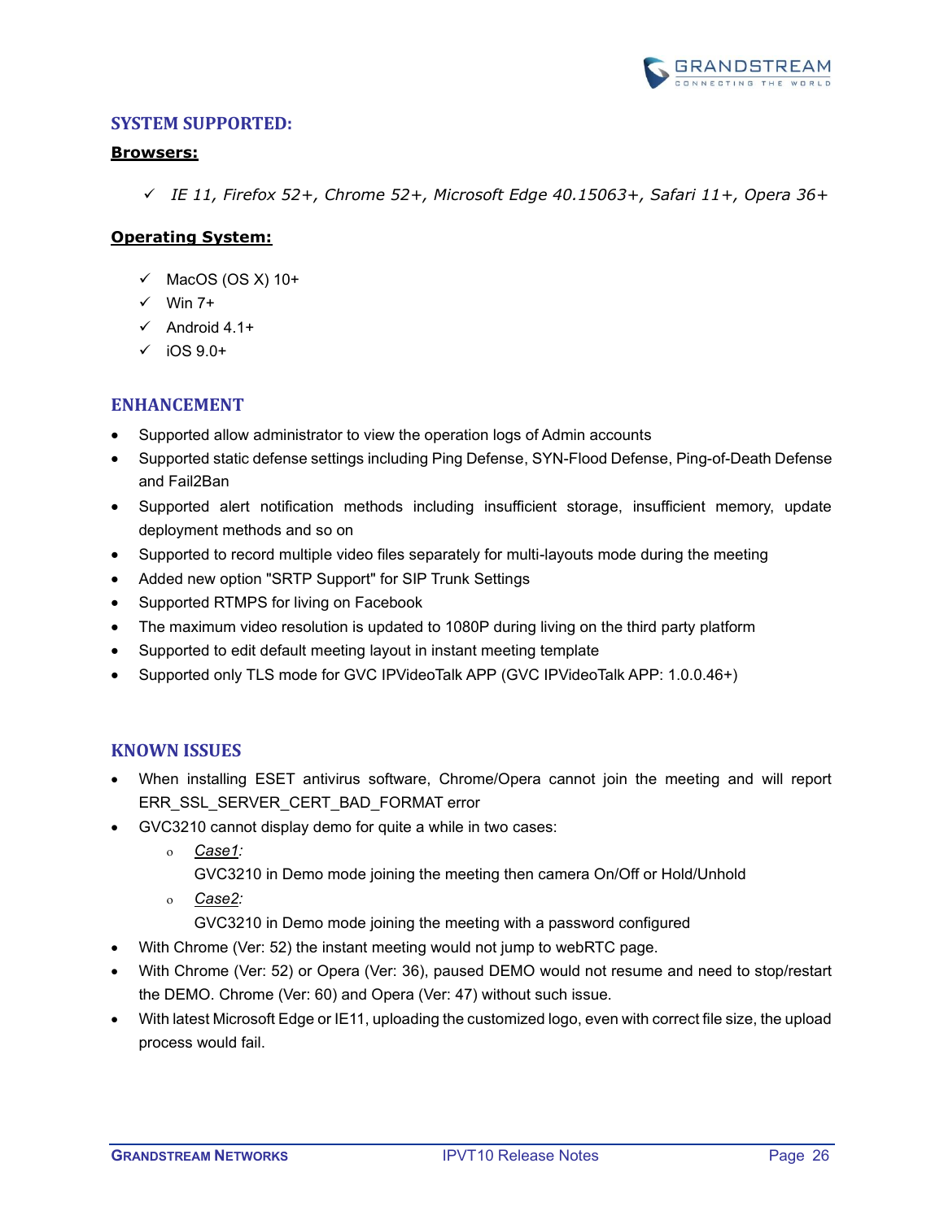## SYSTEM SUPPORTED:

**Browsers:**

- ✓ *IE 11, Firefox 52+, Chrome 52+, Microsoft Edge 40.15063+, Safari 11+, Opera 36+*

**Operating System:**

- ✓ MacOS (OS X) 10+
- ✓ Win 7+
- ✓ Android 4.1+
- ✓ iOS 9.0+

## ENHANCEMENT

- Supported allow administrator to view the operation logs of Admin accounts
- Supported static defense settings including Ping Defense, SYN-Flood Defense, Ping-of-Death Defense and Fail2Ban
- Supported alert notification methods including insufficient storage, insufficient memory, update deployment methods and so on
- Supported to record multiple video files separately for multi-layouts mode during the meeting
- Added new option "SRTP Support" for SIP Trunk Settings
- Supported RTMPS for living on Facebook
- The maximum video resolution is updated to 1080P during living on the third party platform
- Supported to edit default meeting layout in instant meeting template
- Supported only TLS mode for GVC IPVideoTalk APP (GVC IPVideoTalk APP: 1.0.0.46+)

## KNOWN ISSUES

- When installing ESET antivirus software, Chrome/Opera cannot join the meeting and will report ERR_SSL_SERVER_CERT_BAD_FORMAT error
- GVC3210 cannot display demo for quite a while in two cases:
  - *Case1:*
    GVC3210 in Demo mode joining the meeting then camera On/Off or Hold/Unhold
  - *Case2:*
    GVC3210 in Demo mode joining the meeting with a password configured
- With Chrome (Ver: 52) the instant meeting would not jump to webRTC page.
- With Chrome (Ver: 52) or Opera (Ver: 36), paused DEMO would not resume and need to stop/restart the DEMO. Chrome (Ver: 60) and Opera (Ver: 47) without such issue.
- With latest Microsoft Edge or IE11, uploading the customized logo, even with correct file size, the upload process would fail.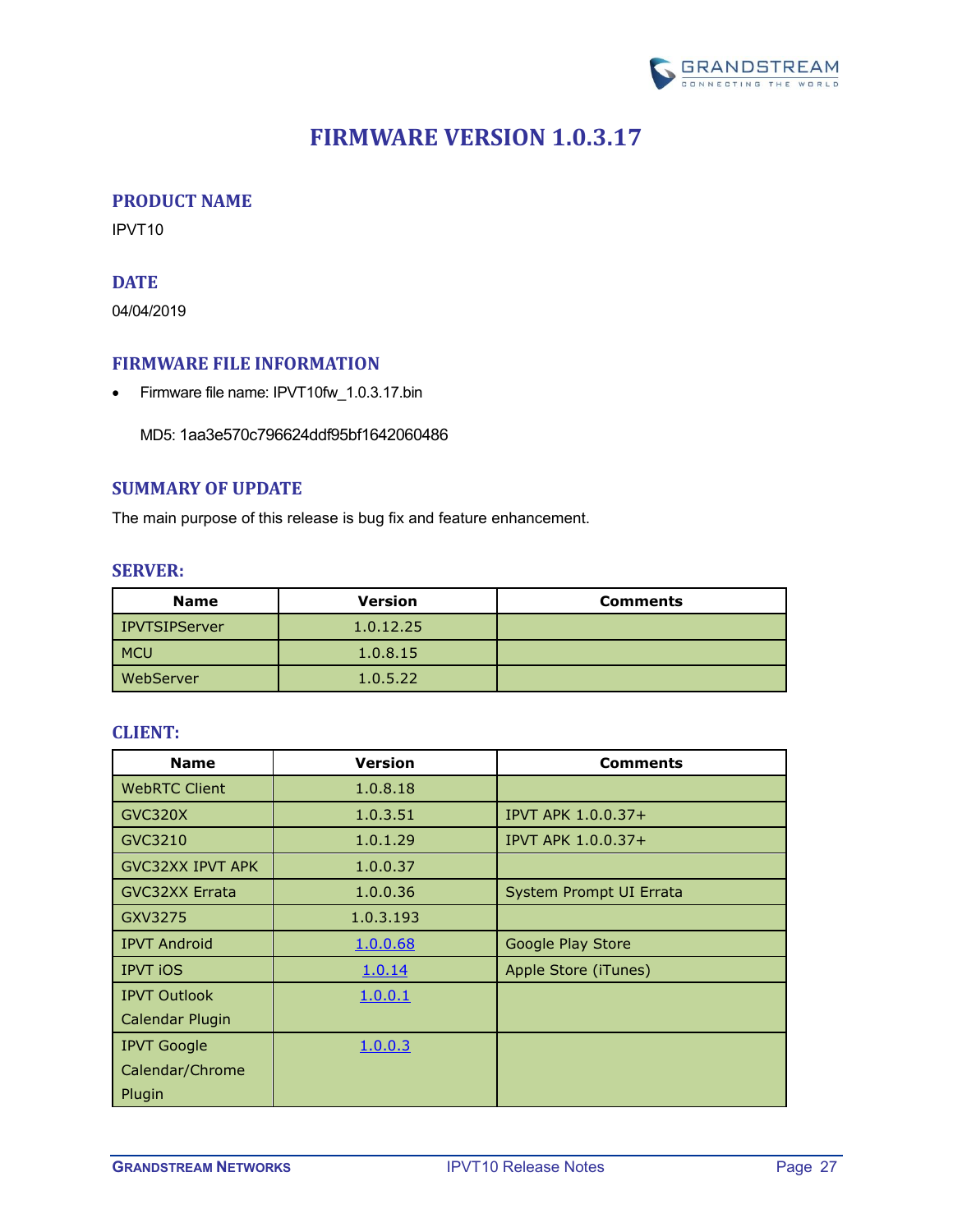# FIRMWARE VERSION 1.0.3.17

## PRODUCT NAME

IPVT10

## DATE

04/04/2019

## FIRMWARE FILE INFORMATION

- Firmware file name: IPVT10fw_1.0.3.17.bin

  MD5: 1aa3e570c796624ddf95bf1642060486

## SUMMARY OF UPDATE

The main purpose of this release is bug fix and feature enhancement.

### SERVER:

| Name | Version | Comments |
|---|---|---|
| IPVTSIPServer | 1.0.12.25 | |
| MCU | 1.0.8.15 | |
| WebServer | 1.0.5.22 | |

### CLIENT:

| Name | Version | Comments |
|---|---|---|
| WebRTC Client | 1.0.8.18 | |
| GVC320X | 1.0.3.51 | IPVT APK 1.0.0.37+ |
| GVC3210 | 1.0.1.29 | IPVT APK 1.0.0.37+ |
| GVC32XX IPVT APK | 1.0.0.37 | |
| GVC32XX Errata | 1.0.0.36 | System Prompt UI Errata |
| GXV3275 | 1.0.3.193 | |
| IPVT Android | 1.0.0.68 | Google Play Store |
| IPVT iOS | 1.0.14 | Apple Store (iTunes) |
| IPVT Outlook Calendar Plugin | 1.0.0.1 | |
| IPVT Google Calendar/Chrome Plugin | 1.0.0.3 | |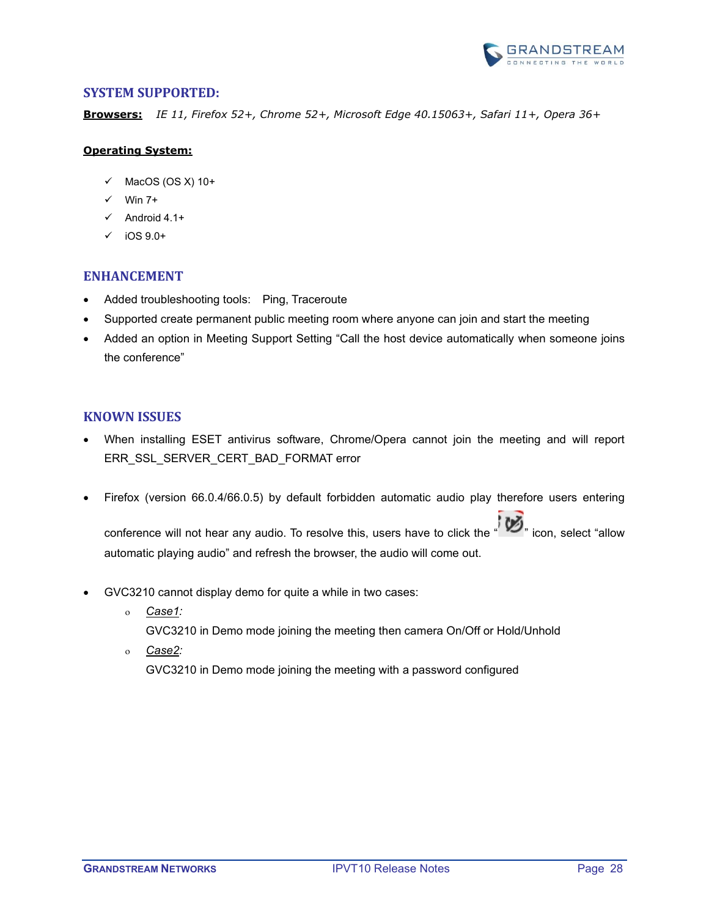## SYSTEM SUPPORTED:

**Browsers:** *IE 11, Firefox 52+, Chrome 52+, Microsoft Edge 40.15063+, Safari 11+, Opera 36+*

**Operating System:**

- ✓ MacOS (OS X) 10+
- ✓ Win 7+
- ✓ Android 4.1+
- ✓ iOS 9.0+

## ENHANCEMENT

- Added troubleshooting tools: Ping, Traceroute
- Supported create permanent public meeting room where anyone can join and start the meeting
- Added an option in Meeting Support Setting "Call the host device automatically when someone joins the conference"

## KNOWN ISSUES

- When installing ESET antivirus software, Chrome/Opera cannot join the meeting and will report ERR_SSL_SERVER_CERT_BAD_FORMAT error
- Firefox (version 66.0.4/66.0.5) by default forbidden automatic audio play therefore users entering conference will not hear any audio. To resolve this, users have to click the " " icon, select "allow automatic playing audio" and refresh the browser, the audio will come out.
- GVC3210 cannot display demo for quite a while in two cases:
  - *Case1:*
    GVC3210 in Demo mode joining the meeting then camera On/Off or Hold/Unhold
  - *Case2:*
    GVC3210 in Demo mode joining the meeting with a password configured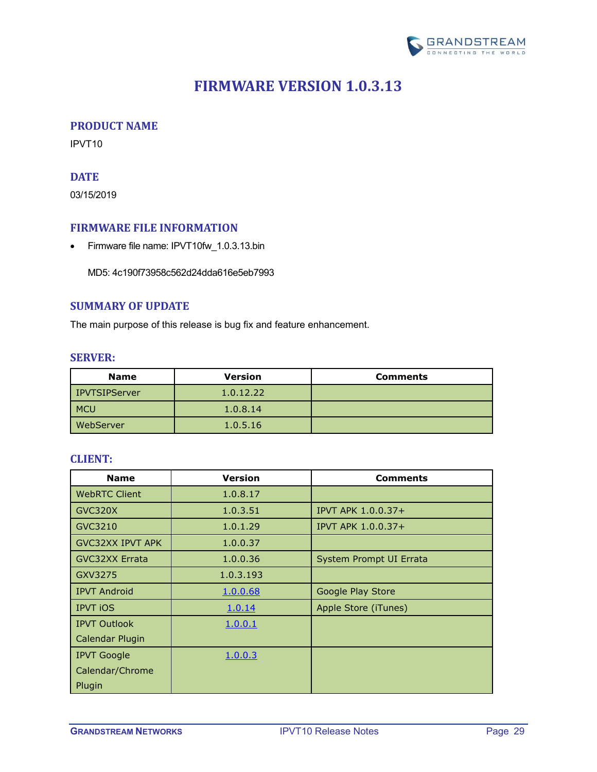# FIRMWARE VERSION 1.0.3.13

## PRODUCT NAME

IPVT10

## DATE

03/15/2019

## FIRMWARE FILE INFORMATION

- Firmware file name: IPVT10fw_1.0.3.13.bin

  MD5: 4c190f73958c562d24dda616e5eb7993

## SUMMARY OF UPDATE

The main purpose of this release is bug fix and feature enhancement.

### SERVER:

| Name | Version | Comments |
|---|---|---|
| IPVTSIPServer | 1.0.12.22 | |
| MCU | 1.0.8.14 | |
| WebServer | 1.0.5.16 | |

### CLIENT:

| Name | Version | Comments |
|---|---|---|
| WebRTC Client | 1.0.8.17 | |
| GVC320X | 1.0.3.51 | IPVT APK 1.0.0.37+ |
| GVC3210 | 1.0.1.29 | IPVT APK 1.0.0.37+ |
| GVC32XX IPVT APK | 1.0.0.37 | |
| GVC32XX Errata | 1.0.0.36 | System Prompt UI Errata |
| GXV3275 | 1.0.3.193 | |
| IPVT Android | 1.0.0.68 | Google Play Store |
| IPVT iOS | 1.0.14 | Apple Store (iTunes) |
| IPVT Outlook Calendar Plugin | 1.0.0.1 | |
| IPVT Google Calendar/Chrome Plugin | 1.0.0.3 | |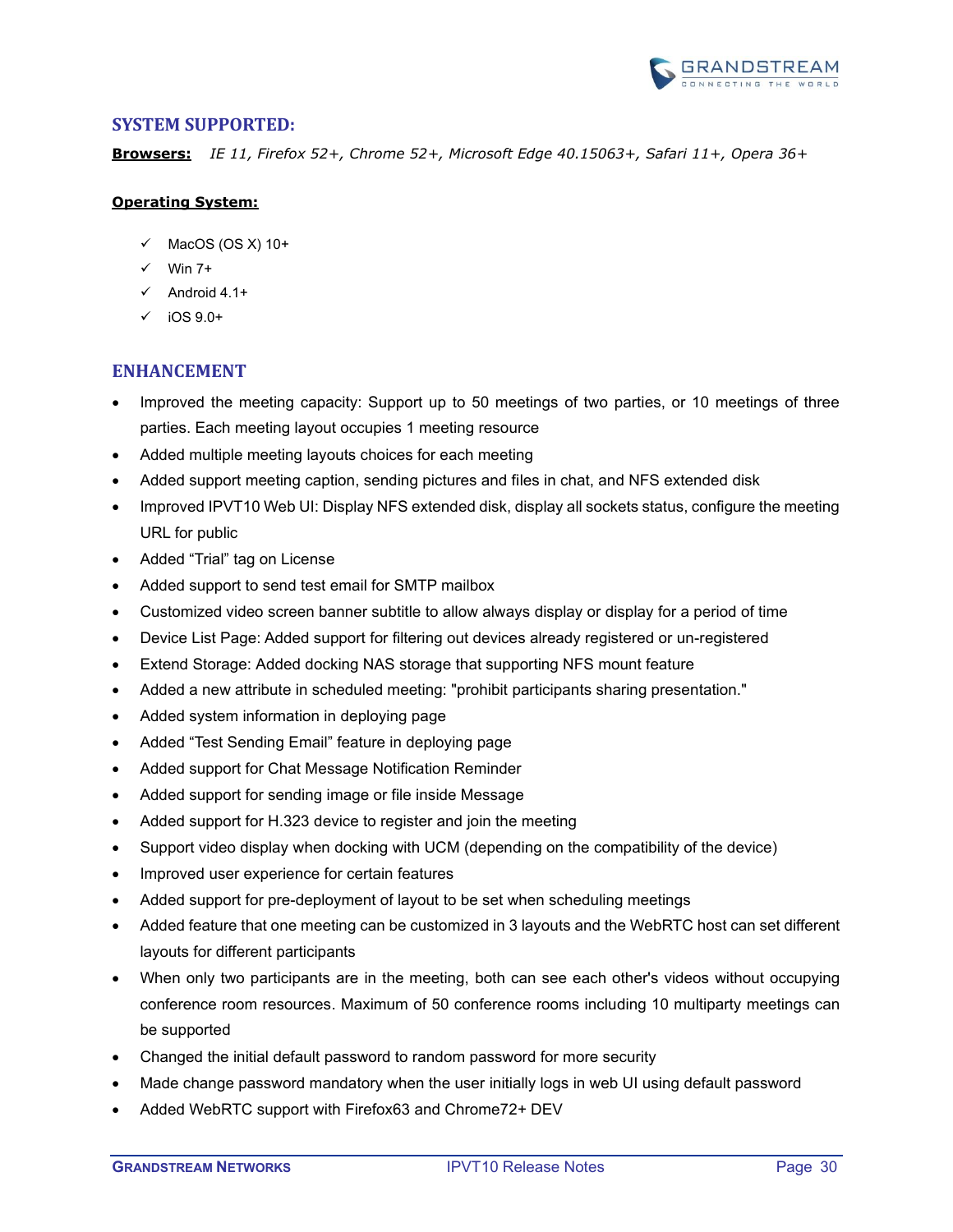## SYSTEM SUPPORTED:

**Browsers:** *IE 11, Firefox 52+, Chrome 52+, Microsoft Edge 40.15063+, Safari 11+, Opera 36+*

**Operating System:**

- ✓ MacOS (OS X) 10+
- ✓ Win 7+
- ✓ Android 4.1+
- ✓ iOS 9.0+

## ENHANCEMENT

- Improved the meeting capacity: Support up to 50 meetings of two parties, or 10 meetings of three parties. Each meeting layout occupies 1 meeting resource
- Added multiple meeting layouts choices for each meeting
- Added support meeting caption, sending pictures and files in chat, and NFS extended disk
- Improved IPVT10 Web UI: Display NFS extended disk, display all sockets status, configure the meeting URL for public
- Added "Trial" tag on License
- Added support to send test email for SMTP mailbox
- Customized video screen banner subtitle to allow always display or display for a period of time
- Device List Page: Added support for filtering out devices already registered or un-registered
- Extend Storage: Added docking NAS storage that supporting NFS mount feature
- Added a new attribute in scheduled meeting: "prohibit participants sharing presentation."
- Added system information in deploying page
- Added "Test Sending Email" feature in deploying page
- Added support for Chat Message Notification Reminder
- Added support for sending image or file inside Message
- Added support for H.323 device to register and join the meeting
- Support video display when docking with UCM (depending on the compatibility of the device)
- Improved user experience for certain features
- Added support for pre-deployment of layout to be set when scheduling meetings
- Added feature that one meeting can be customized in 3 layouts and the WebRTC host can set different layouts for different participants
- When only two participants are in the meeting, both can see each other's videos without occupying conference room resources. Maximum of 50 conference rooms including 10 multiparty meetings can be supported
- Changed the initial default password to random password for more security
- Made change password mandatory when the user initially logs in web UI using default password
- Added WebRTC support with Firefox63 and Chrome72+ DEV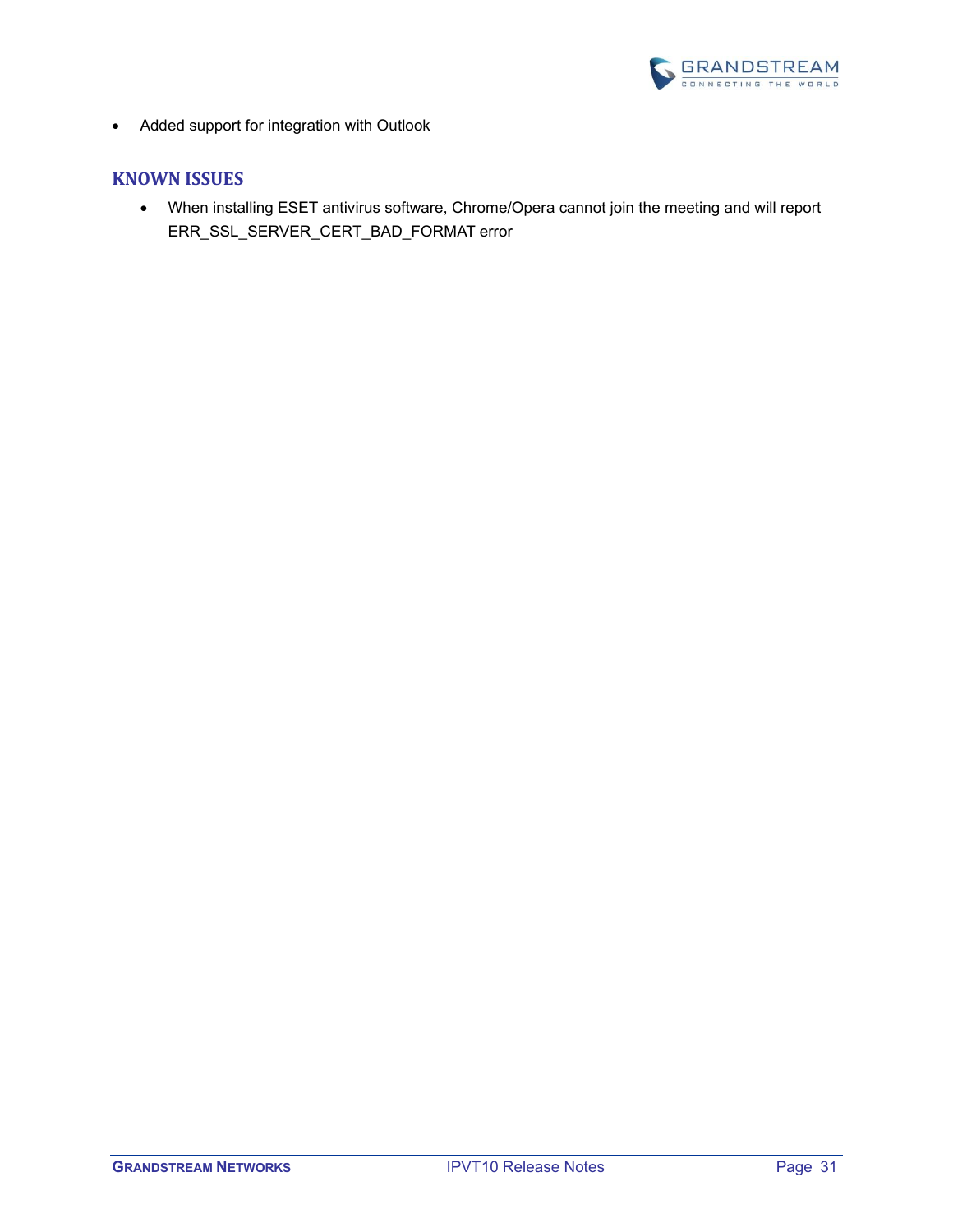- Added support for integration with Outlook

## KNOWN ISSUES

- When installing ESET antivirus software, Chrome/Opera cannot join the meeting and will report ERR_SSL_SERVER_CERT_BAD_FORMAT error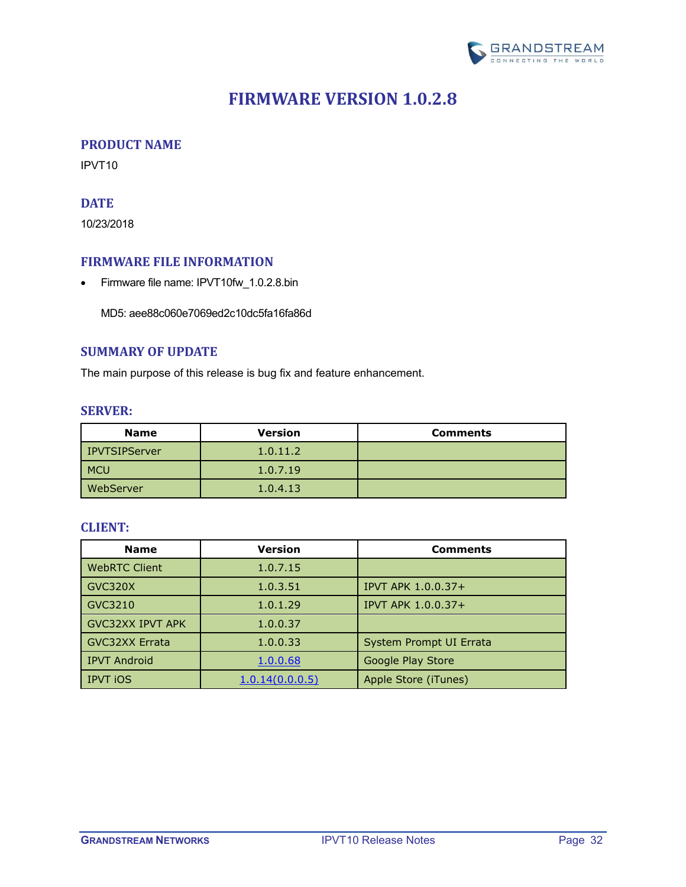# FIRMWARE VERSION 1.0.2.8

## PRODUCT NAME

IPVT10

## DATE

10/23/2018

## FIRMWARE FILE INFORMATION

- Firmware file name: IPVT10fw_1.0.2.8.bin

  MD5: aee88c060e7069ed2c10dc5fa16fa86d

## SUMMARY OF UPDATE

The main purpose of this release is bug fix and feature enhancement.

### SERVER:

| Name | Version | Comments |
| --- | --- | --- |
| IPVTSIPServer | 1.0.11.2 | |
| MCU | 1.0.7.19 | |
| WebServer | 1.0.4.13 | |

### CLIENT:

| Name | Version | Comments |
| --- | --- | --- |
| WebRTC Client | 1.0.7.15 | |
| GVC320X | 1.0.3.51 | IPVT APK 1.0.0.37+ |
| GVC3210 | 1.0.1.29 | IPVT APK 1.0.0.37+ |
| GVC32XX IPVT APK | 1.0.0.37 | |
| GVC32XX Errata | 1.0.0.33 | System Prompt UI Errata |
| IPVT Android | 1.0.0.68 | Google Play Store |
| IPVT iOS | 1.0.14(0.0.0.5) | Apple Store (iTunes) |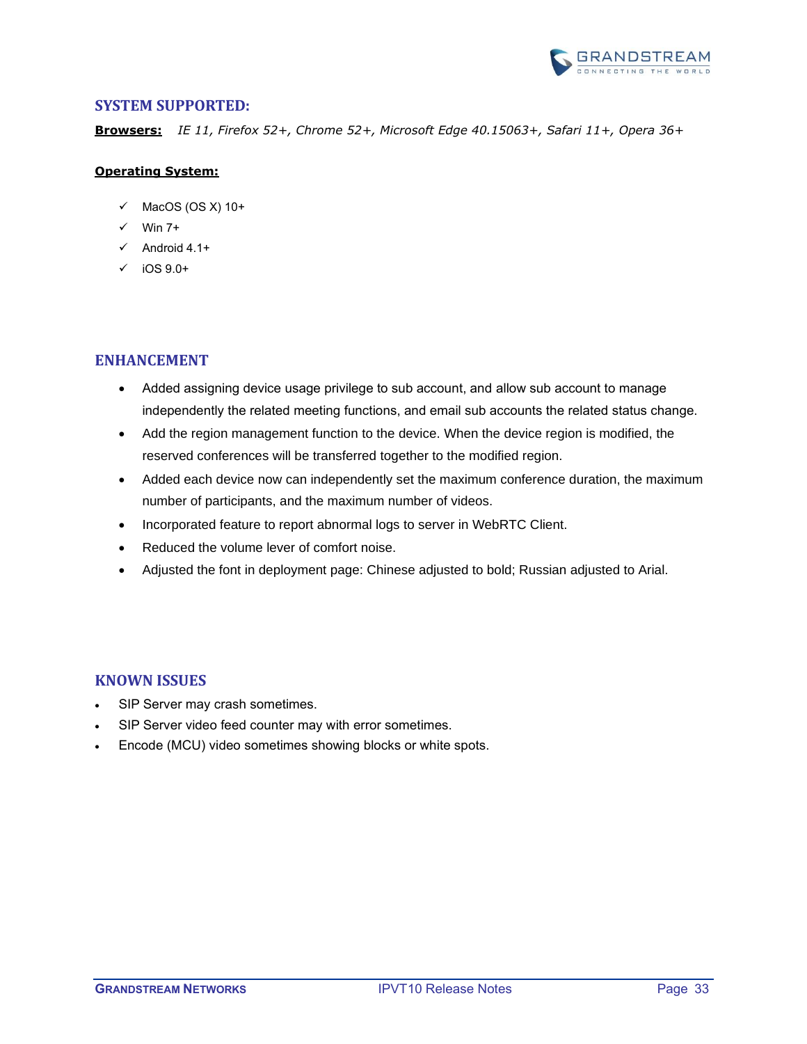## SYSTEM SUPPORTED:

**Browsers:** *IE 11, Firefox 52+, Chrome 52+, Microsoft Edge 40.15063+, Safari 11+, Opera 36+*

**Operating System:**

- ✓ MacOS (OS X) 10+
- ✓ Win 7+
- ✓ Android 4.1+
- ✓ iOS 9.0+

## ENHANCEMENT

- Added assigning device usage privilege to sub account, and allow sub account to manage independently the related meeting functions, and email sub accounts the related status change.
- Add the region management function to the device. When the device region is modified, the reserved conferences will be transferred together to the modified region.
- Added each device now can independently set the maximum conference duration, the maximum number of participants, and the maximum number of videos.
- Incorporated feature to report abnormal logs to server in WebRTC Client.
- Reduced the volume lever of comfort noise.
- Adjusted the font in deployment page: Chinese adjusted to bold; Russian adjusted to Arial.

## KNOWN ISSUES

- SIP Server may crash sometimes.
- SIP Server video feed counter may with error sometimes.
- Encode (MCU) video sometimes showing blocks or white spots.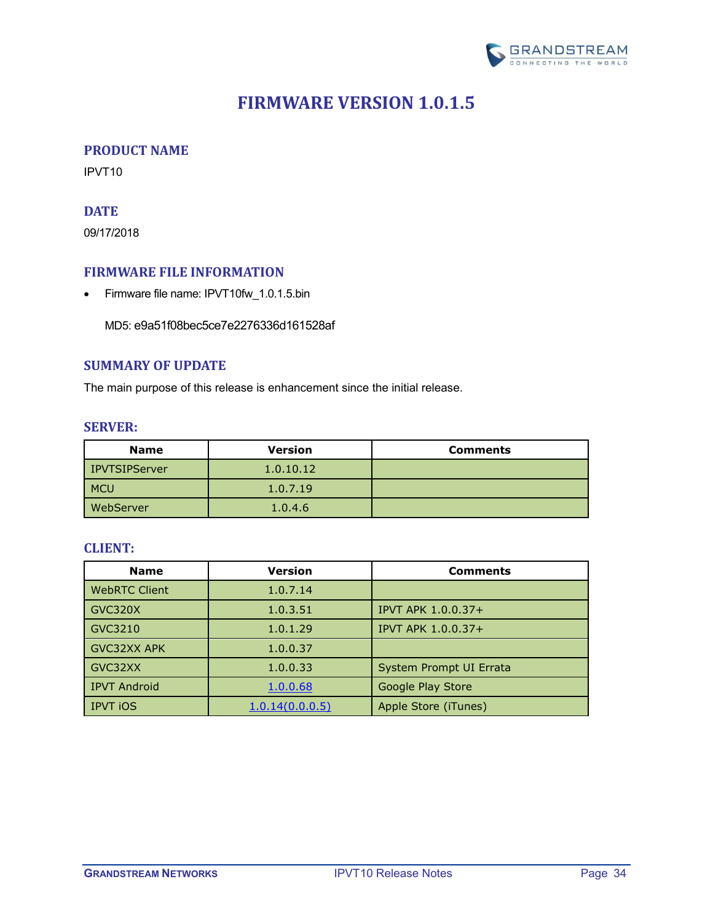# FIRMWARE VERSION 1.0.1.5

## PRODUCT NAME

IPVT10

## DATE

09/17/2018

## FIRMWARE FILE INFORMATION

- Firmware file name: IPVT10fw_1.0.1.5.bin

  MD5: e9a51f08bec5ce7e2276336d161528af

## SUMMARY OF UPDATE

The main purpose of this release is enhancement since the initial release.

### SERVER:

| Name | Version | Comments |
|---|---|---|
| IPVTSIPServer | 1.0.10.12 | |
| MCU | 1.0.7.19 | |
| WebServer | 1.0.4.6 | |

### CLIENT:

| Name | Version | Comments |
|---|---|---|
| WebRTC Client | 1.0.7.14 | |
| GVC320X | 1.0.3.51 | IPVT APK 1.0.0.37+ |
| GVC3210 | 1.0.1.29 | IPVT APK 1.0.0.37+ |
| GVC32XX APK | 1.0.0.37 | |
| GVC32XX | 1.0.0.33 | System Prompt UI Errata |
| IPVT Android | 1.0.0.68 | Google Play Store |
| IPVT iOS | 1.0.14(0.0.0.5) | Apple Store (iTunes) |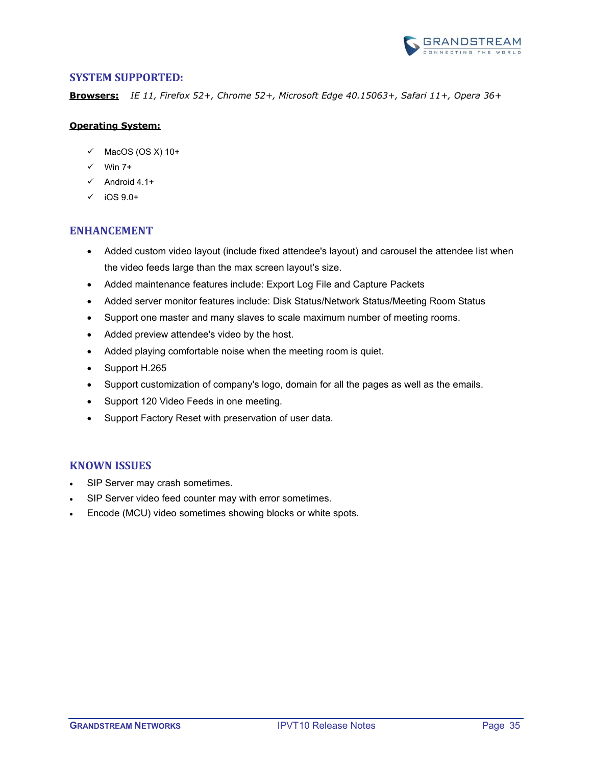## SYSTEM SUPPORTED:

**Browsers:** *IE 11, Firefox 52+, Chrome 52+, Microsoft Edge 40.15063+, Safari 11+, Opera 36+*

**Operating System:**

- ✓ MacOS (OS X) 10+
- ✓ Win 7+
- ✓ Android 4.1+
- ✓ iOS 9.0+

## ENHANCEMENT

- Added custom video layout (include fixed attendee's layout) and carousel the attendee list when the video feeds large than the max screen layout's size.
- Added maintenance features include: Export Log File and Capture Packets
- Added server monitor features include: Disk Status/Network Status/Meeting Room Status
- Support one master and many slaves to scale maximum number of meeting rooms.
- Added preview attendee's video by the host.
- Added playing comfortable noise when the meeting room is quiet.
- Support H.265
- Support customization of company's logo, domain for all the pages as well as the emails.
- Support 120 Video Feeds in one meeting.
- Support Factory Reset with preservation of user data.

## KNOWN ISSUES

- SIP Server may crash sometimes.
- SIP Server video feed counter may with error sometimes.
- Encode (MCU) video sometimes showing blocks or white spots.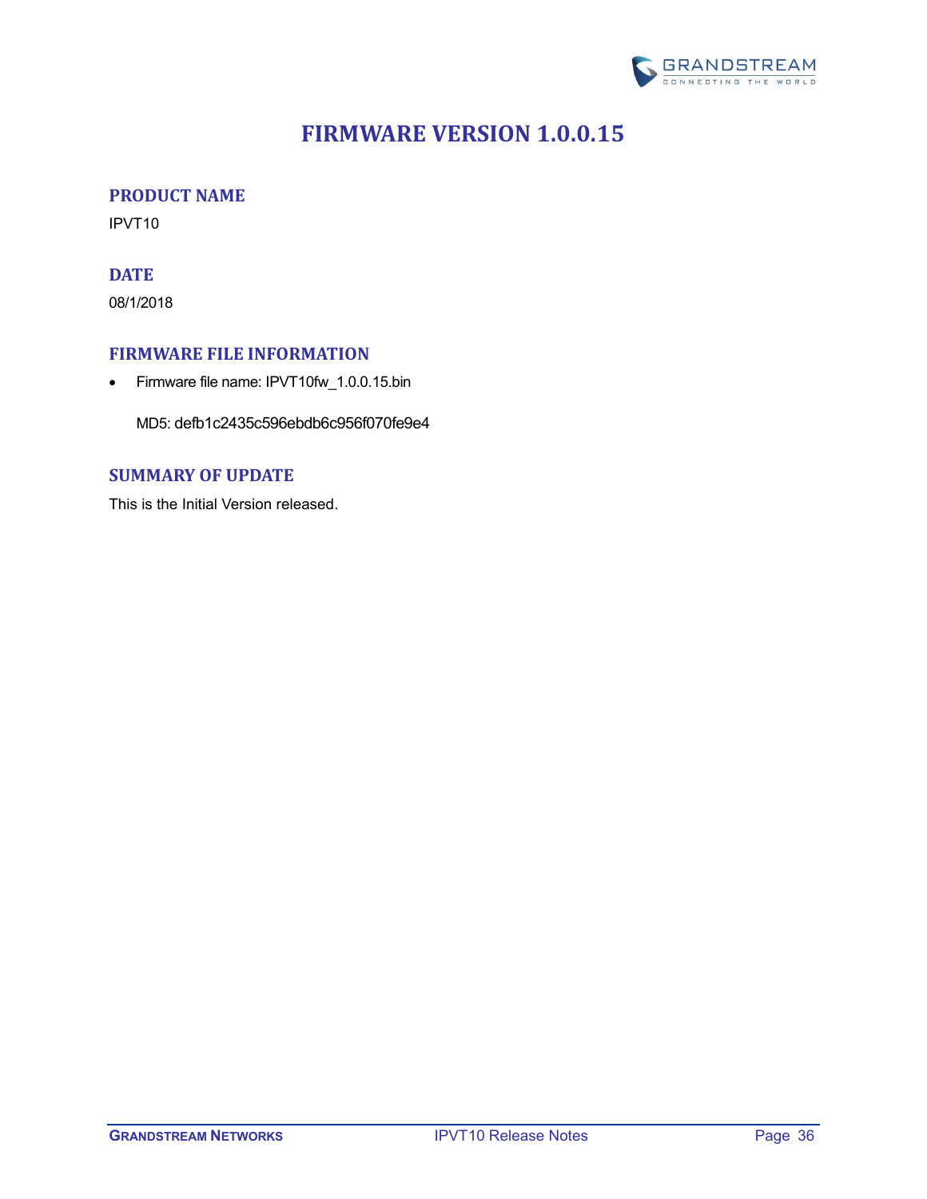# FIRMWARE VERSION 1.0.0.15

## PRODUCT NAME

IPVT10

## DATE

08/1/2018

## FIRMWARE FILE INFORMATION

- Firmware file name: IPVT10fw_1.0.0.15.bin

  MD5: defb1c2435c596ebdb6c956f070fe9e4

## SUMMARY OF UPDATE

This is the Initial Version released.